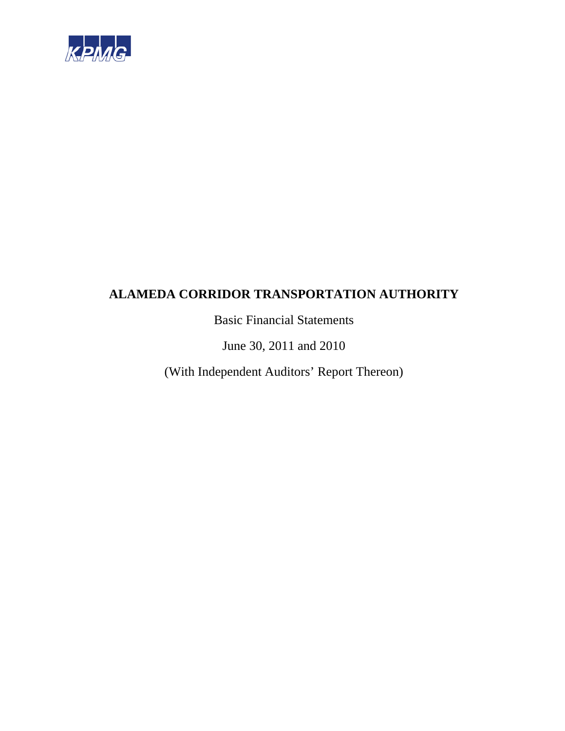KPMG

# ALAMEDA CORRIDOR TRANSPORTATION AUTHORITY

Basic Financial Statements

June 30, 2011 and 2010

(With Independent Auditors' Report Thereon)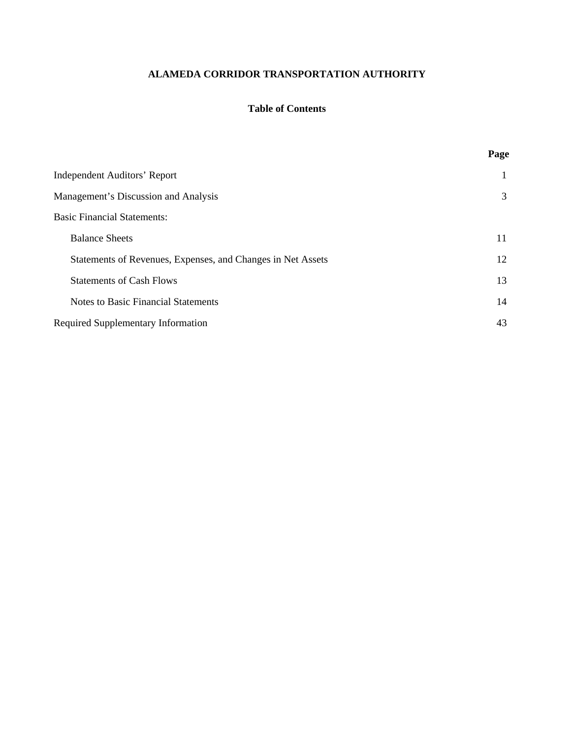# ALAMEDA CORRIDOR TRANSPORTATION AUTHORITY

## Table of Contents

| | Page |
|---|---|
| Independent Auditors' Report | 1 |
| Management's Discussion and Analysis | 3 |
| Basic Financial Statements: | |
| Balance Sheets | 11 |
| Statements of Revenues, Expenses, and Changes in Net Assets | 12 |
| Statements of Cash Flows | 13 |
| Notes to Basic Financial Statements | 14 |
| Required Supplementary Information | 43 |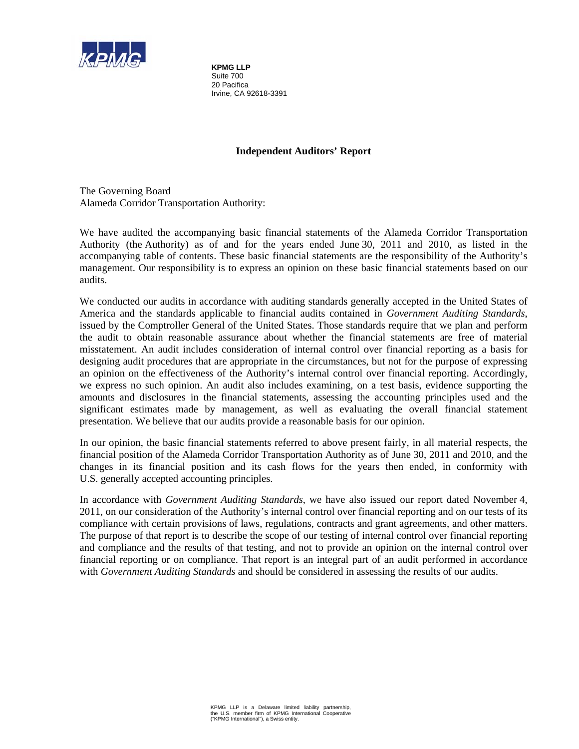**KPMG LLP**
Suite 700
20 Pacifica
Irvine, CA 92618-3391

## Independent Auditors' Report

The Governing Board
Alameda Corridor Transportation Authority:

We have audited the accompanying basic financial statements of the Alameda Corridor Transportation Authority (the Authority) as of and for the years ended June 30, 2011 and 2010, as listed in the accompanying table of contents. These basic financial statements are the responsibility of the Authority's management. Our responsibility is to express an opinion on these basic financial statements based on our audits.

We conducted our audits in accordance with auditing standards generally accepted in the United States of America and the standards applicable to financial audits contained in *Government Auditing Standards*, issued by the Comptroller General of the United States. Those standards require that we plan and perform the audit to obtain reasonable assurance about whether the financial statements are free of material misstatement. An audit includes consideration of internal control over financial reporting as a basis for designing audit procedures that are appropriate in the circumstances, but not for the purpose of expressing an opinion on the effectiveness of the Authority's internal control over financial reporting. Accordingly, we express no such opinion. An audit also includes examining, on a test basis, evidence supporting the amounts and disclosures in the financial statements, assessing the accounting principles used and the significant estimates made by management, as well as evaluating the overall financial statement presentation. We believe that our audits provide a reasonable basis for our opinion.

In our opinion, the basic financial statements referred to above present fairly, in all material respects, the financial position of the Alameda Corridor Transportation Authority as of June 30, 2011 and 2010, and the changes in its financial position and its cash flows for the years then ended, in conformity with U.S. generally accepted accounting principles.

In accordance with *Government Auditing Standards*, we have also issued our report dated November 4, 2011, on our consideration of the Authority's internal control over financial reporting and on our tests of its compliance with certain provisions of laws, regulations, contracts and grant agreements, and other matters. The purpose of that report is to describe the scope of our testing of internal control over financial reporting and compliance and the results of that testing, and not to provide an opinion on the internal control over financial reporting or on compliance. That report is an integral part of an audit performed in accordance with *Government Auditing Standards* and should be considered in assessing the results of our audits.

KPMG LLP is a Delaware limited liability partnership, the U.S. member firm of KPMG International Cooperative ("KPMG International"), a Swiss entity.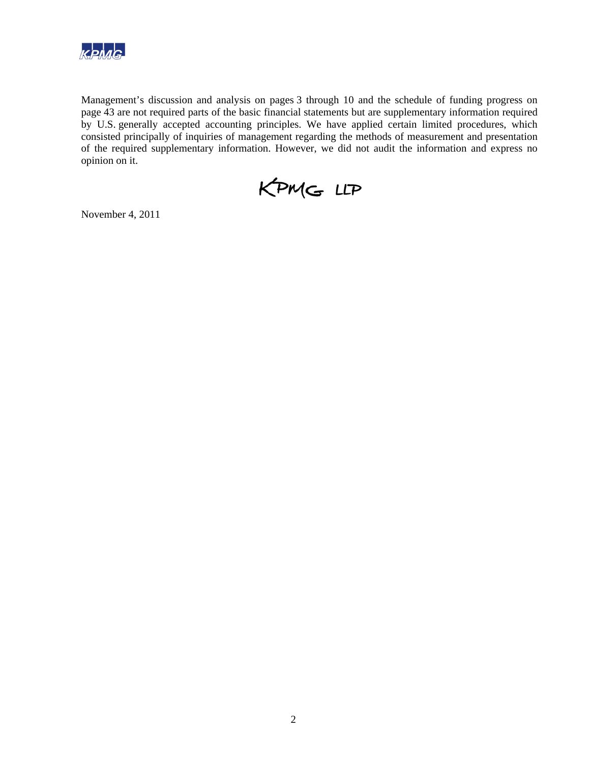Management's discussion and analysis on pages 3 through 10 and the schedule of funding progress on page 43 are not required parts of the basic financial statements but are supplementary information required by U.S. generally accepted accounting principles. We have applied certain limited procedures, which consisted principally of inquiries of management regarding the methods of measurement and presentation of the required supplementary information. However, we did not audit the information and express no opinion on it.

KPMG LLP

November 4, 2011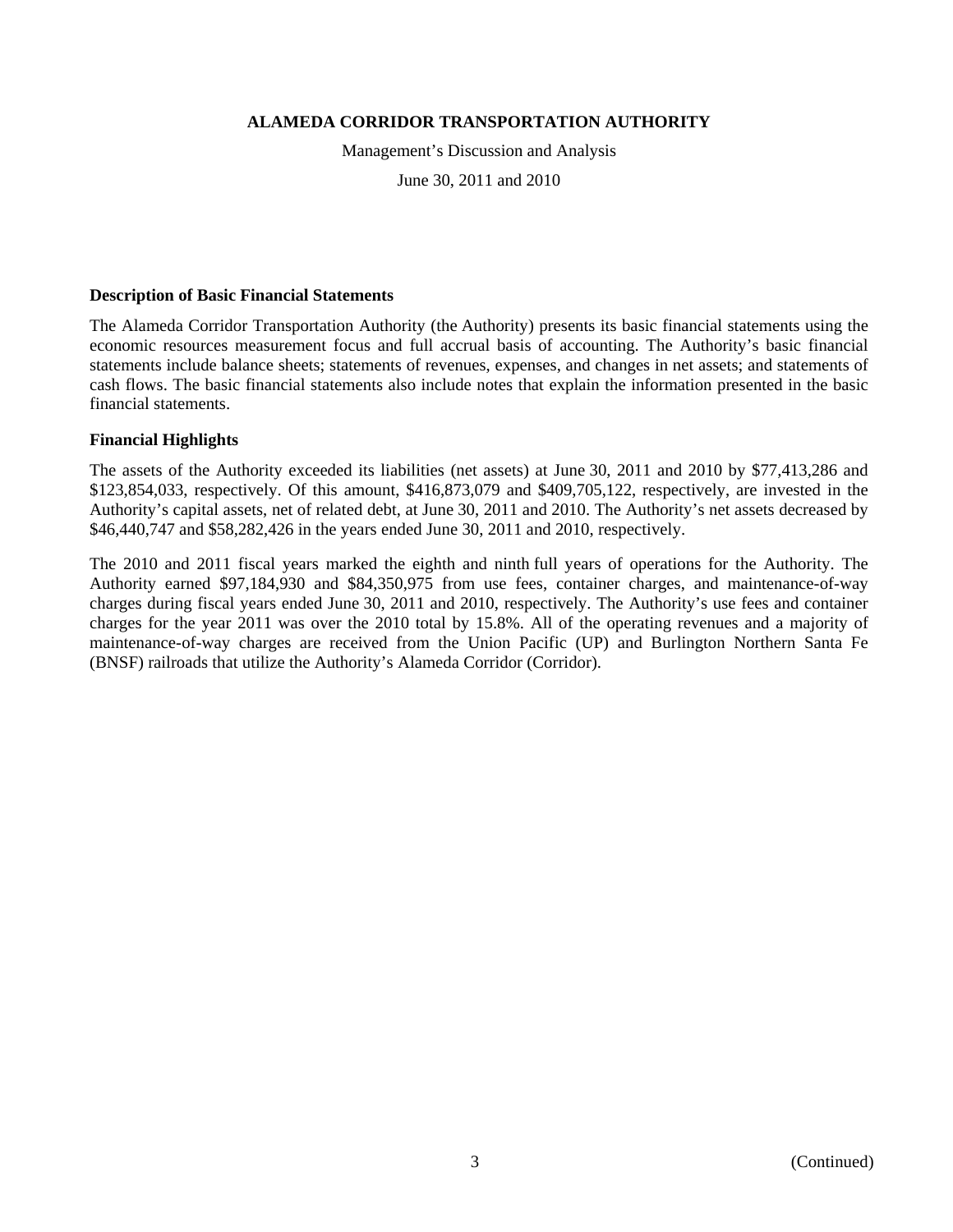# ALAMEDA CORRIDOR TRANSPORTATION AUTHORITY

Management's Discussion and Analysis

June 30, 2011 and 2010

## Description of Basic Financial Statements

The Alameda Corridor Transportation Authority (the Authority) presents its basic financial statements using the economic resources measurement focus and full accrual basis of accounting. The Authority's basic financial statements include balance sheets; statements of revenues, expenses, and changes in net assets; and statements of cash flows. The basic financial statements also include notes that explain the information presented in the basic financial statements.

## Financial Highlights

The assets of the Authority exceeded its liabilities (net assets) at June 30, 2011 and 2010 by $77,413,286 and $123,854,033, respectively. Of this amount, $416,873,079 and $409,705,122, respectively, are invested in the Authority's capital assets, net of related debt, at June 30, 2011 and 2010. The Authority's net assets decreased by $46,440,747 and $58,282,426 in the years ended June 30, 2011 and 2010, respectively.

The 2010 and 2011 fiscal years marked the eighth and ninth full years of operations for the Authority. The Authority earned $97,184,930 and $84,350,975 from use fees, container charges, and maintenance-of-way charges during fiscal years ended June 30, 2011 and 2010, respectively. The Authority's use fees and container charges for the year 2011 was over the 2010 total by 15.8%. All of the operating revenues and a majority of maintenance-of-way charges are received from the Union Pacific (UP) and Burlington Northern Santa Fe (BNSF) railroads that utilize the Authority's Alameda Corridor (Corridor).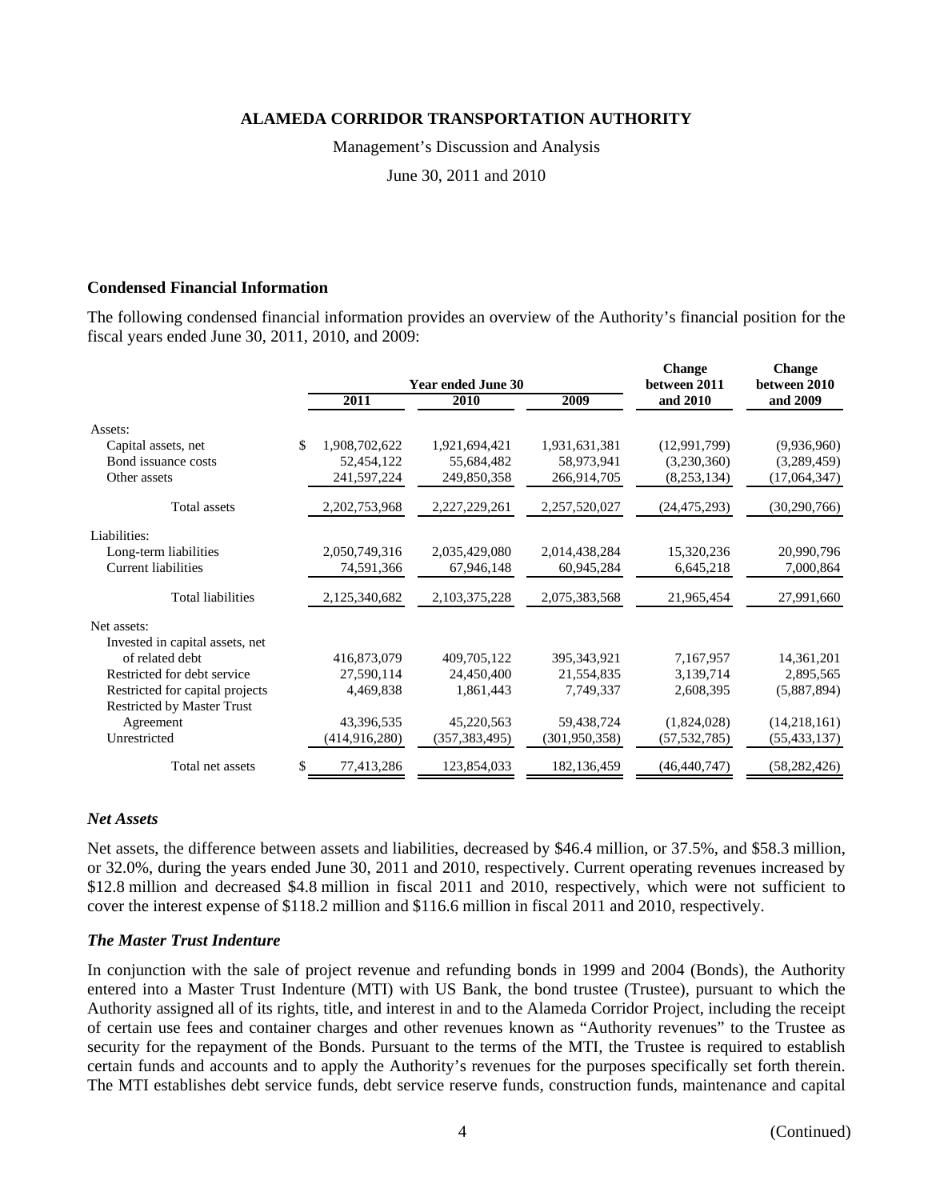### Condensed Financial Information

The following condensed financial information provides an overview of the Authority's financial position for the fiscal years ended June 30, 2011, 2010, and 2009:

| | Year ended June 30 | | | Change between 2011 and 2010 | Change between 2010 and 2009 |
|---|---|---|---|---|---|
| | 2011 | 2010 | 2009 | | |
| Assets: | | | | | |
| Capital assets, net | $ 1,908,702,622 | 1,921,694,421 | 1,931,631,381 | (12,991,799) | (9,936,960) |
| Bond issuance costs | 52,454,122 | 55,684,482 | 58,973,941 | (3,230,360) | (3,289,459) |
| Other assets | 241,597,224 | 249,850,358 | 266,914,705 | (8,253,134) | (17,064,347) |
| Total assets | 2,202,753,968 | 2,227,229,261 | 2,257,520,027 | (24,475,293) | (30,290,766) |
| Liabilities: | | | | | |
| Long-term liabilities | 2,050,749,316 | 2,035,429,080 | 2,014,438,284 | 15,320,236 | 20,990,796 |
| Current liabilities | 74,591,366 | 67,946,148 | 60,945,284 | 6,645,218 | 7,000,864 |
| Total liabilities | 2,125,340,682 | 2,103,375,228 | 2,075,383,568 | 21,965,454 | 27,991,660 |
| Net assets: | | | | | |
| Invested in capital assets, net of related debt | 416,873,079 | 409,705,122 | 395,343,921 | 7,167,957 | 14,361,201 |
| Restricted for debt service | 27,590,114 | 24,450,400 | 21,554,835 | 3,139,714 | 2,895,565 |
| Restricted for capital projects | 4,469,838 | 1,861,443 | 7,749,337 | 2,608,395 | (5,887,894) |
| Restricted by Master Trust Agreement | 43,396,535 | 45,220,563 | 59,438,724 | (1,824,028) | (14,218,161) |
| Unrestricted | (414,916,280) | (357,383,495) | (301,950,358) | (57,532,785) | (55,433,137) |
| Total net assets | $ 77,413,286 | 123,854,033 | 182,136,459 | (46,440,747) | (58,282,426) |

#### *Net Assets*

Net assets, the difference between assets and liabilities, decreased by $46.4 million, or 37.5%, and $58.3 million, or 32.0%, during the years ended June 30, 2011 and 2010, respectively. Current operating revenues increased by $12.8 million and decreased $4.8 million in fiscal 2011 and 2010, respectively, which were not sufficient to cover the interest expense of $118.2 million and $116.6 million in fiscal 2011 and 2010, respectively.

#### *The Master Trust Indenture*

In conjunction with the sale of project revenue and refunding bonds in 1999 and 2004 (Bonds), the Authority entered into a Master Trust Indenture (MTI) with US Bank, the bond trustee (Trustee), pursuant to which the Authority assigned all of its rights, title, and interest in and to the Alameda Corridor Project, including the receipt of certain use fees and container charges and other revenues known as "Authority revenues" to the Trustee as security for the repayment of the Bonds. Pursuant to the terms of the MTI, the Trustee is required to establish certain funds and accounts and to apply the Authority's revenues for the purposes specifically set forth therein. The MTI establishes debt service funds, debt service reserve funds, construction funds, maintenance and capital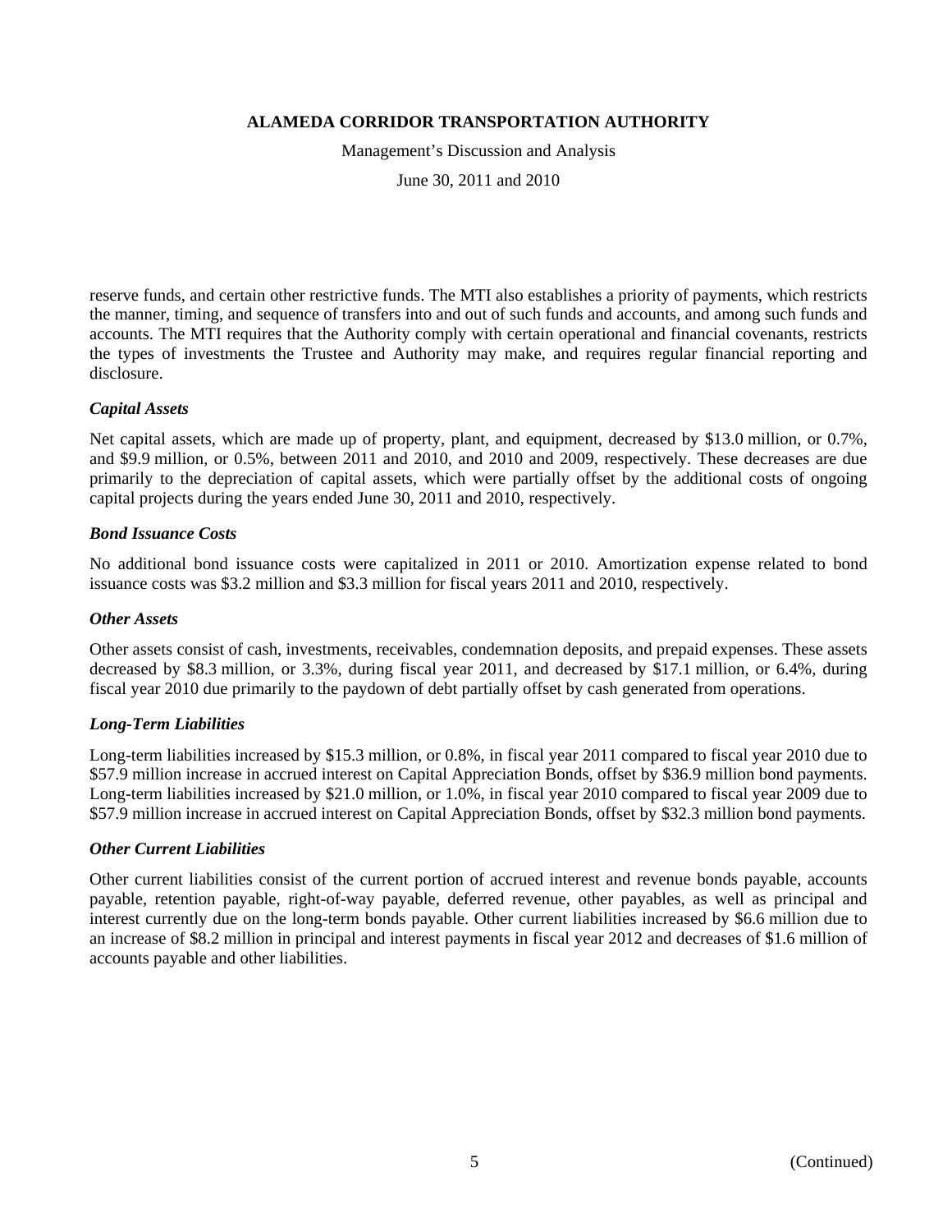reserve funds, and certain other restrictive funds. The MTI also establishes a priority of payments, which restricts the manner, timing, and sequence of transfers into and out of such funds and accounts, and among such funds and accounts. The MTI requires that the Authority comply with certain operational and financial covenants, restricts the types of investments the Trustee and Authority may make, and requires regular financial reporting and disclosure.

***Capital Assets***

Net capital assets, which are made up of property, plant, and equipment, decreased by $13.0 million, or 0.7%, and $9.9 million, or 0.5%, between 2011 and 2010, and 2010 and 2009, respectively. These decreases are due primarily to the depreciation of capital assets, which were partially offset by the additional costs of ongoing capital projects during the years ended June 30, 2011 and 2010, respectively.

***Bond Issuance Costs***

No additional bond issuance costs were capitalized in 2011 or 2010. Amortization expense related to bond issuance costs was $3.2 million and $3.3 million for fiscal years 2011 and 2010, respectively.

***Other Assets***

Other assets consist of cash, investments, receivables, condemnation deposits, and prepaid expenses. These assets decreased by $8.3 million, or 3.3%, during fiscal year 2011, and decreased by $17.1 million, or 6.4%, during fiscal year 2010 due primarily to the paydown of debt partially offset by cash generated from operations.

***Long-Term Liabilities***

Long-term liabilities increased by $15.3 million, or 0.8%, in fiscal year 2011 compared to fiscal year 2010 due to $57.9 million increase in accrued interest on Capital Appreciation Bonds, offset by $36.9 million bond payments. Long-term liabilities increased by $21.0 million, or 1.0%, in fiscal year 2010 compared to fiscal year 2009 due to $57.9 million increase in accrued interest on Capital Appreciation Bonds, offset by $32.3 million bond payments.

***Other Current Liabilities***

Other current liabilities consist of the current portion of accrued interest and revenue bonds payable, accounts payable, retention payable, right-of-way payable, deferred revenue, other payables, as well as principal and interest currently due on the long-term bonds payable. Other current liabilities increased by $6.6 million due to an increase of $8.2 million in principal and interest payments in fiscal year 2012 and decreases of $1.6 million of accounts payable and other liabilities.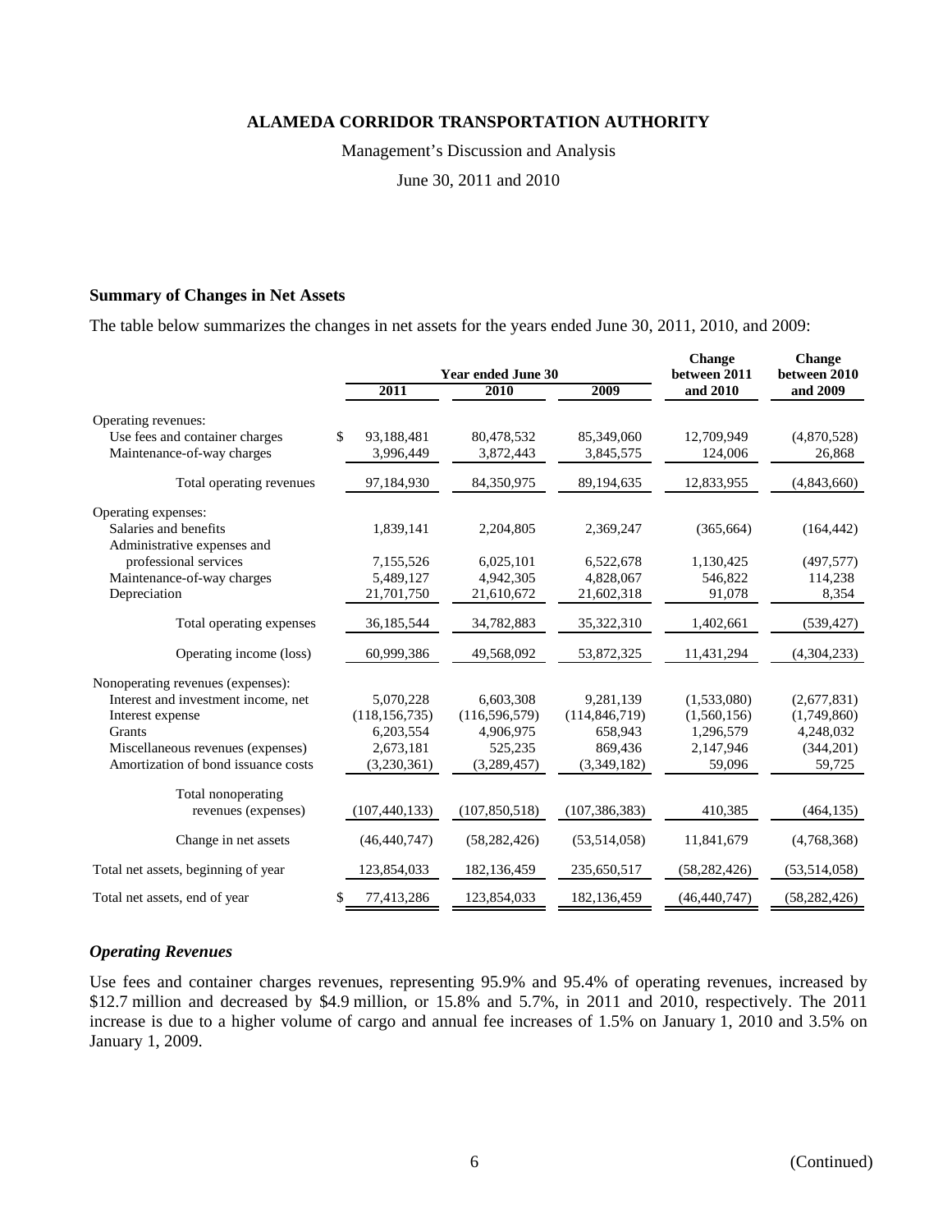# ALAMEDA CORRIDOR TRANSPORTATION AUTHORITY

Management's Discussion and Analysis

June 30, 2011 and 2010

## Summary of Changes in Net Assets

The table below summarizes the changes in net assets for the years ended June 30, 2011, 2010, and 2009:

| | Year ended June 30 | | | Change between 2011 and 2010 | Change between 2010 and 2009 |
|---|---|---|---|---|---|
| | 2011 | 2010 | 2009 | | |
| Operating revenues: | | | | | |
| Use fees and container charges | $ 93,188,481 | 80,478,532 | 85,349,060 | 12,709,949 | (4,870,528) |
| Maintenance-of-way charges | 3,996,449 | 3,872,443 | 3,845,575 | 124,006 | 26,868 |
| Total operating revenues | 97,184,930 | 84,350,975 | 89,194,635 | 12,833,955 | (4,843,660) |
| Operating expenses: | | | | | |
| Salaries and benefits | 1,839,141 | 2,204,805 | 2,369,247 | (365,664) | (164,442) |
| Administrative expenses and professional services | 7,155,526 | 6,025,101 | 6,522,678 | 1,130,425 | (497,577) |
| Maintenance-of-way charges | 5,489,127 | 4,942,305 | 4,828,067 | 546,822 | 114,238 |
| Depreciation | 21,701,750 | 21,610,672 | 21,602,318 | 91,078 | 8,354 |
| Total operating expenses | 36,185,544 | 34,782,883 | 35,322,310 | 1,402,661 | (539,427) |
| Operating income (loss) | 60,999,386 | 49,568,092 | 53,872,325 | 11,431,294 | (4,304,233) |
| Nonoperating revenues (expenses): | | | | | |
| Interest and investment income, net | 5,070,228 | 6,603,308 | 9,281,139 | (1,533,080) | (2,677,831) |
| Interest expense | (118,156,735) | (116,596,579) | (114,846,719) | (1,560,156) | (1,749,860) |
| Grants | 6,203,554 | 4,906,975 | 658,943 | 1,296,579 | 4,248,032 |
| Miscellaneous revenues (expenses) | 2,673,181 | 525,235 | 869,436 | 2,147,946 | (344,201) |
| Amortization of bond issuance costs | (3,230,361) | (3,289,457) | (3,349,182) | 59,096 | 59,725 |
| Total nonoperating revenues (expenses) | (107,440,133) | (107,850,518) | (107,386,383) | 410,385 | (464,135) |
| Change in net assets | (46,440,747) | (58,282,426) | (53,514,058) | 11,841,679 | (4,768,368) |
| Total net assets, beginning of year | 123,854,033 | 182,136,459 | 235,650,517 | (58,282,426) | (53,514,058) |
| Total net assets, end of year | $ 77,413,286 | 123,854,033 | 182,136,459 | (46,440,747) | (58,282,426) |

### *Operating Revenues*

Use fees and container charges revenues, representing 95.9% and 95.4% of operating revenues, increased by $12.7 million and decreased by $4.9 million, or 15.8% and 5.7%, in 2011 and 2010, respectively. The 2011 increase is due to a higher volume of cargo and annual fee increases of 1.5% on January 1, 2010 and 3.5% on January 1, 2009.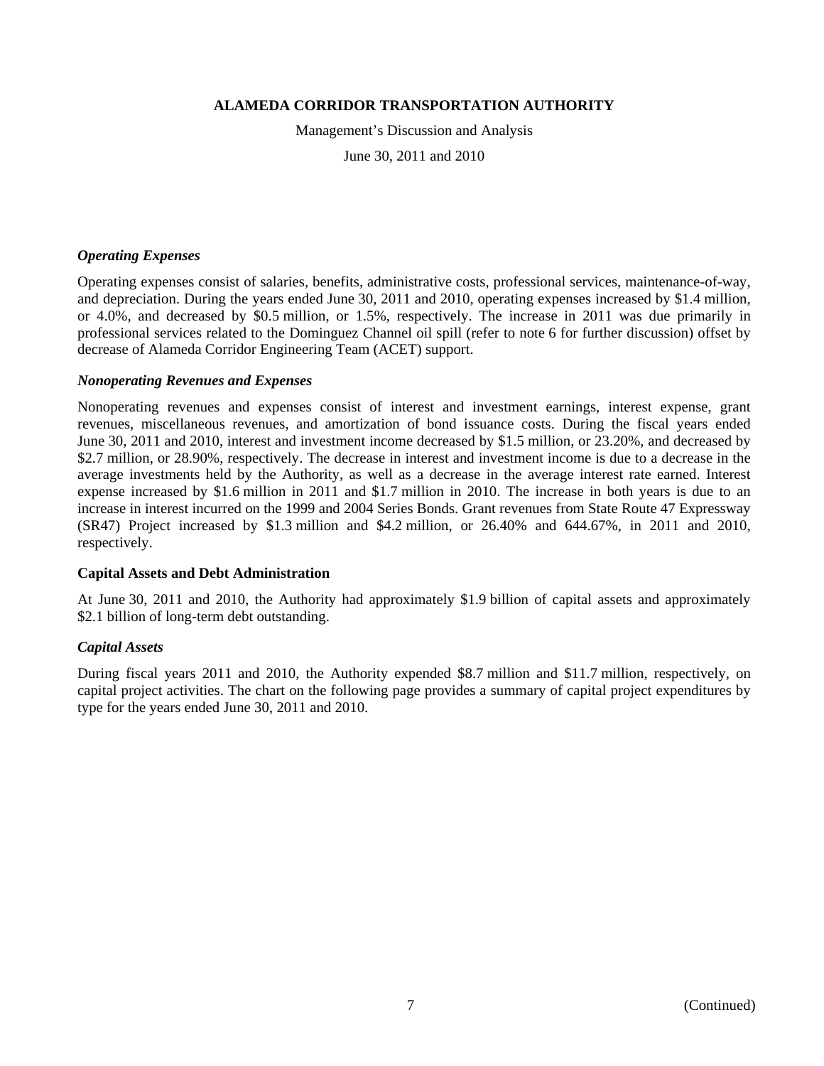### *Operating Expenses*

Operating expenses consist of salaries, benefits, administrative costs, professional services, maintenance-of-way, and depreciation. During the years ended June 30, 2011 and 2010, operating expenses increased by $1.4 million, or 4.0%, and decreased by $0.5 million, or 1.5%, respectively. The increase in 2011 was due primarily in professional services related to the Dominguez Channel oil spill (refer to note 6 for further discussion) offset by decrease of Alameda Corridor Engineering Team (ACET) support.

### *Nonoperating Revenues and Expenses*

Nonoperating revenues and expenses consist of interest and investment earnings, interest expense, grant revenues, miscellaneous revenues, and amortization of bond issuance costs. During the fiscal years ended June 30, 2011 and 2010, interest and investment income decreased by $1.5 million, or 23.20%, and decreased by $2.7 million, or 28.90%, respectively. The decrease in interest and investment income is due to a decrease in the average investments held by the Authority, as well as a decrease in the average interest rate earned. Interest expense increased by $1.6 million in 2011 and $1.7 million in 2010. The increase in both years is due to an increase in interest incurred on the 1999 and 2004 Series Bonds. Grant revenues from State Route 47 Expressway (SR47) Project increased by $1.3 million and $4.2 million, or 26.40% and 644.67%, in 2011 and 2010, respectively.

## Capital Assets and Debt Administration

At June 30, 2011 and 2010, the Authority had approximately $1.9 billion of capital assets and approximately $2.1 billion of long-term debt outstanding.

### *Capital Assets*

During fiscal years 2011 and 2010, the Authority expended $8.7 million and $11.7 million, respectively, on capital project activities. The chart on the following page provides a summary of capital project expenditures by type for the years ended June 30, 2011 and 2010.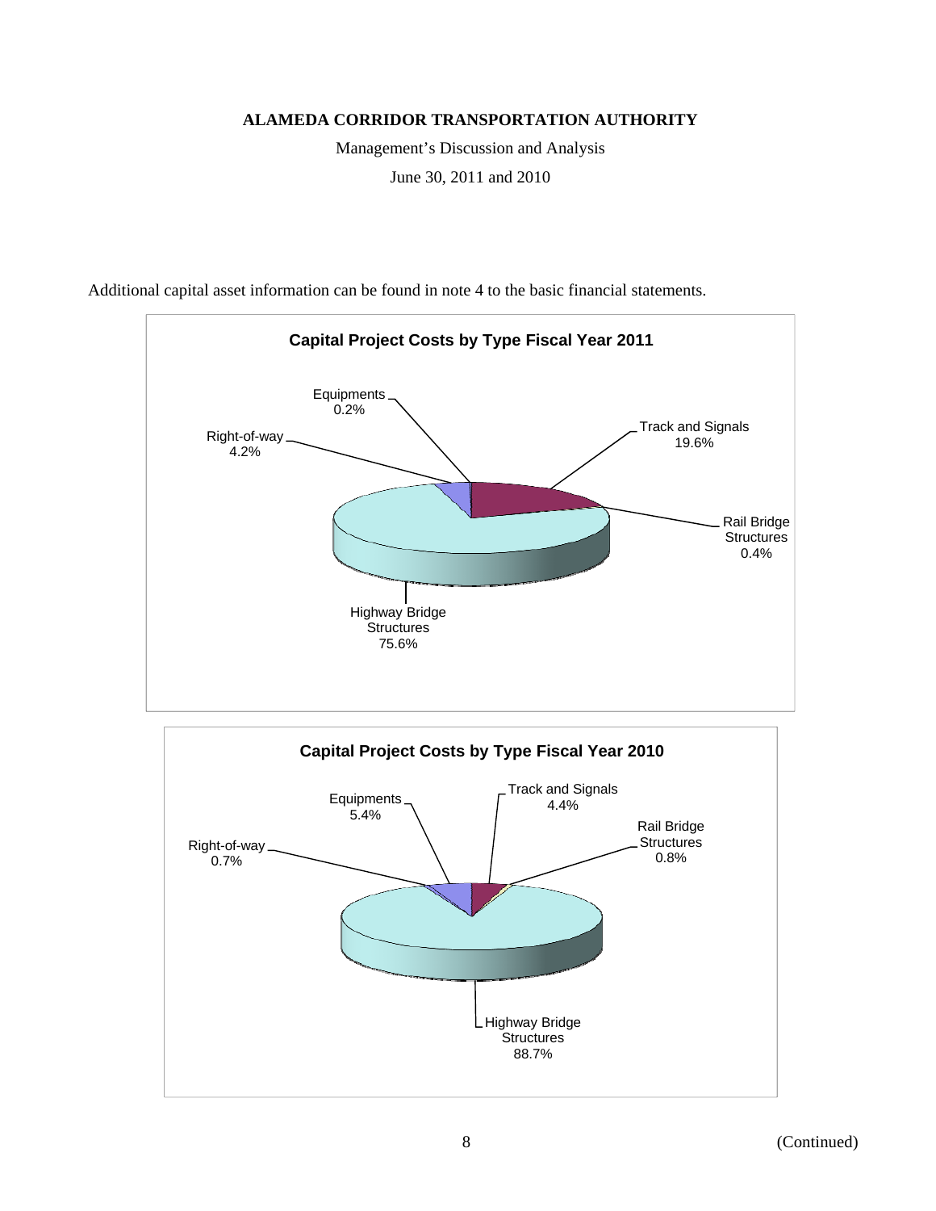Additional capital asset information can be found in note 4 to the basic financial statements.

**Capital Project Costs by Type Fiscal Year 2011**

| Type | Percentage |
|---|---|
| Equipments | 0.2% |
| Track and Signals | 19.6% |
| Right-of-way | 4.2% |
| Rail Bridge Structures | 0.4% |
| Highway Bridge Structures | 75.6% |

**Capital Project Costs by Type Fiscal Year 2010**

| Type | Percentage |
|---|---|
| Equipments | 5.4% |
| Track and Signals | 4.4% |
| Rail Bridge Structures | 0.8% |
| Right-of-way | 0.7% |
| Highway Bridge Structures | 88.7% |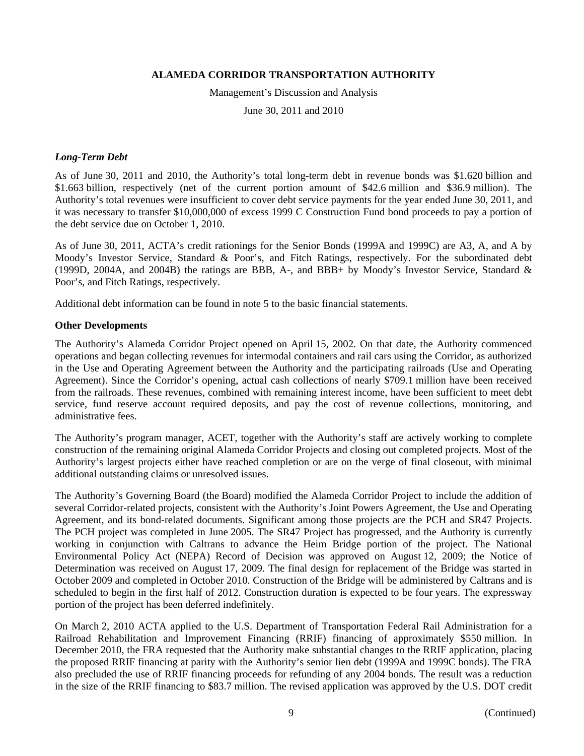### *Long-Term Debt*

As of June 30, 2011 and 2010, the Authority's total long-term debt in revenue bonds was $1.620 billion and $1.663 billion, respectively (net of the current portion amount of $42.6 million and $36.9 million). The Authority's total revenues were insufficient to cover debt service payments for the year ended June 30, 2011, and it was necessary to transfer $10,000,000 of excess 1999 C Construction Fund bond proceeds to pay a portion of the debt service due on October 1, 2010.

As of June 30, 2011, ACTA's credit rationings for the Senior Bonds (1999A and 1999C) are A3, A, and A by Moody's Investor Service, Standard & Poor's, and Fitch Ratings, respectively. For the subordinated debt (1999D, 2004A, and 2004B) the ratings are BBB, A-, and BBB+ by Moody's Investor Service, Standard & Poor's, and Fitch Ratings, respectively.

Additional debt information can be found in note 5 to the basic financial statements.

### Other Developments

The Authority's Alameda Corridor Project opened on April 15, 2002. On that date, the Authority commenced operations and began collecting revenues for intermodal containers and rail cars using the Corridor, as authorized in the Use and Operating Agreement between the Authority and the participating railroads (Use and Operating Agreement). Since the Corridor's opening, actual cash collections of nearly $709.1 million have been received from the railroads. These revenues, combined with remaining interest income, have been sufficient to meet debt service, fund reserve account required deposits, and pay the cost of revenue collections, monitoring, and administrative fees.

The Authority's program manager, ACET, together with the Authority's staff are actively working to complete construction of the remaining original Alameda Corridor Projects and closing out completed projects. Most of the Authority's largest projects either have reached completion or are on the verge of final closeout, with minimal additional outstanding claims or unresolved issues.

The Authority's Governing Board (the Board) modified the Alameda Corridor Project to include the addition of several Corridor-related projects, consistent with the Authority's Joint Powers Agreement, the Use and Operating Agreement, and its bond-related documents. Significant among those projects are the PCH and SR47 Projects. The PCH project was completed in June 2005. The SR47 Project has progressed, and the Authority is currently working in conjunction with Caltrans to advance the Heim Bridge portion of the project. The National Environmental Policy Act (NEPA) Record of Decision was approved on August 12, 2009; the Notice of Determination was received on August 17, 2009. The final design for replacement of the Bridge was started in October 2009 and completed in October 2010. Construction of the Bridge will be administered by Caltrans and is scheduled to begin in the first half of 2012. Construction duration is expected to be four years. The expressway portion of the project has been deferred indefinitely.

On March 2, 2010 ACTA applied to the U.S. Department of Transportation Federal Rail Administration for a Railroad Rehabilitation and Improvement Financing (RRIF) financing of approximately $550 million. In December 2010, the FRA requested that the Authority make substantial changes to the RRIF application, placing the proposed RRIF financing at parity with the Authority's senior lien debt (1999A and 1999C bonds). The FRA also precluded the use of RRIF financing proceeds for refunding of any 2004 bonds. The result was a reduction in the size of the RRIF financing to $83.7 million. The revised application was approved by the U.S. DOT credit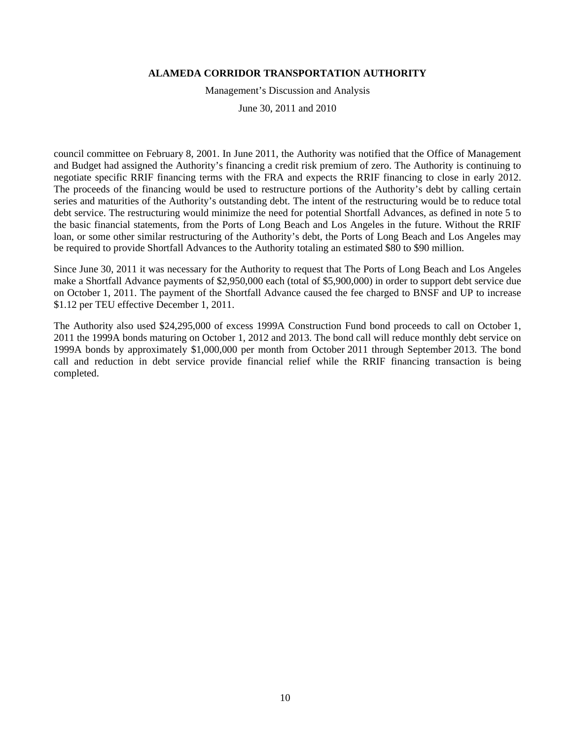council committee on February 8, 2001. In June 2011, the Authority was notified that the Office of Management and Budget had assigned the Authority's financing a credit risk premium of zero. The Authority is continuing to negotiate specific RRIF financing terms with the FRA and expects the RRIF financing to close in early 2012. The proceeds of the financing would be used to restructure portions of the Authority's debt by calling certain series and maturities of the Authority's outstanding debt. The intent of the restructuring would be to reduce total debt service. The restructuring would minimize the need for potential Shortfall Advances, as defined in note 5 to the basic financial statements, from the Ports of Long Beach and Los Angeles in the future. Without the RRIF loan, or some other similar restructuring of the Authority's debt, the Ports of Long Beach and Los Angeles may be required to provide Shortfall Advances to the Authority totaling an estimated $80 to $90 million.

Since June 30, 2011 it was necessary for the Authority to request that The Ports of Long Beach and Los Angeles make a Shortfall Advance payments of $2,950,000 each (total of $5,900,000) in order to support debt service due on October 1, 2011. The payment of the Shortfall Advance caused the fee charged to BNSF and UP to increase $1.12 per TEU effective December 1, 2011.

The Authority also used $24,295,000 of excess 1999A Construction Fund bond proceeds to call on October 1, 2011 the 1999A bonds maturing on October 1, 2012 and 2013. The bond call will reduce monthly debt service on 1999A bonds by approximately $1,000,000 per month from October 2011 through September 2013. The bond call and reduction in debt service provide financial relief while the RRIF financing transaction is being completed.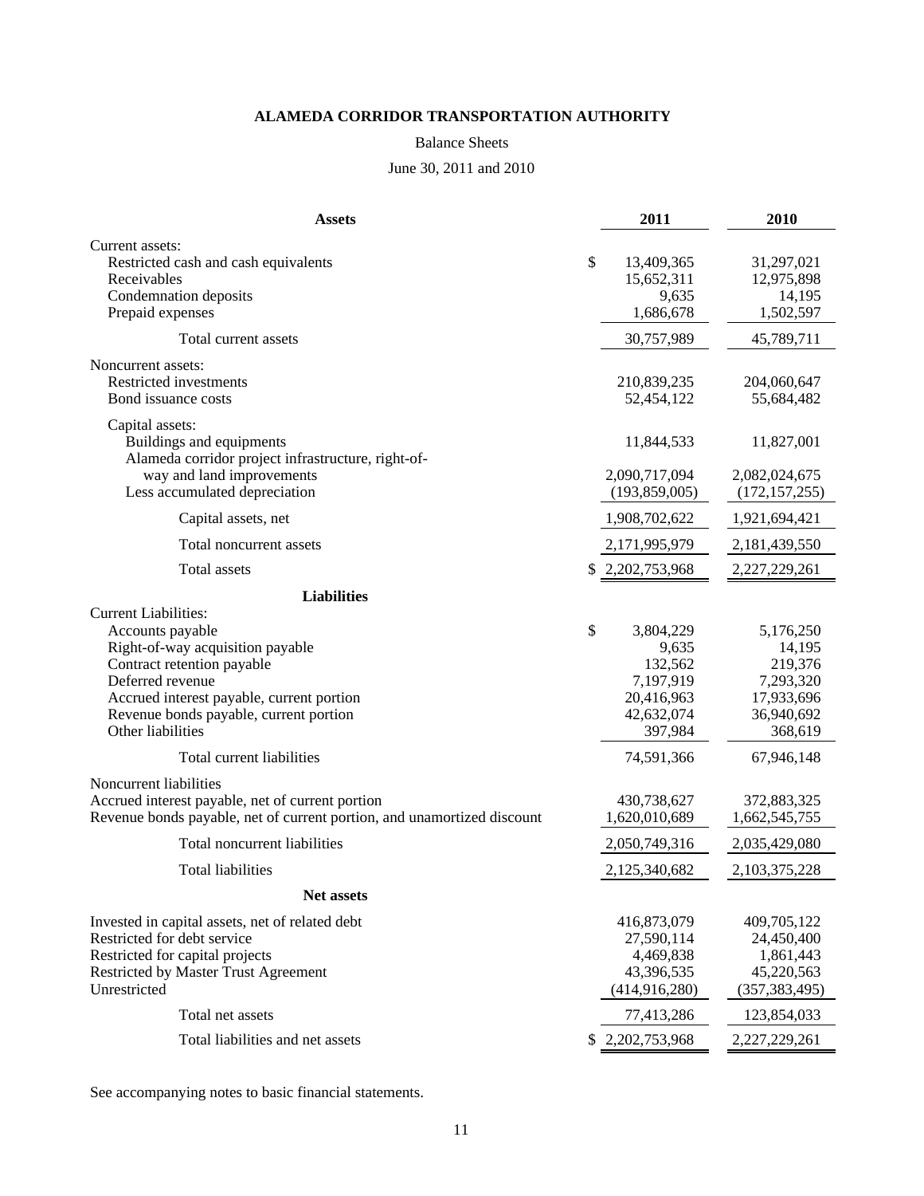# ALAMEDA CORRIDOR TRANSPORTATION AUTHORITY

Balance Sheets

June 30, 2011 and 2010

| Assets | 2011 | 2010 |
|---|---|---|
| Current assets: | | |
| Restricted cash and cash equivalents | $ 13,409,365 | 31,297,021 |
| Receivables | 15,652,311 | 12,975,898 |
| Condemnation deposits | 9,635 | 14,195 |
| Prepaid expenses | 1,686,678 | 1,502,597 |
| Total current assets | 30,757,989 | 45,789,711 |
| Noncurrent assets: | | |
| Restricted investments | 210,839,235 | 204,060,647 |
| Bond issuance costs | 52,454,122 | 55,684,482 |
| Capital assets: | | |
| Buildings and equipments | 11,844,533 | 11,827,001 |
| Alameda corridor project infrastructure, right-of-way and land improvements | 2,090,717,094 | 2,082,024,675 |
| Less accumulated depreciation | (193,859,005) | (172,157,255) |
| Capital assets, net | 1,908,702,622 | 1,921,694,421 |
| Total noncurrent assets | 2,171,995,979 | 2,181,439,550 |
| Total assets | $ 2,202,753,968 | 2,227,229,261 |
| **Liabilities** | | |
| Current Liabilities: | | |
| Accounts payable | $ 3,804,229 | 5,176,250 |
| Right-of-way acquisition payable | 9,635 | 14,195 |
| Contract retention payable | 132,562 | 219,376 |
| Deferred revenue | 7,197,919 | 7,293,320 |
| Accrued interest payable, current portion | 20,416,963 | 17,933,696 |
| Revenue bonds payable, current portion | 42,632,074 | 36,940,692 |
| Other liabilities | 397,984 | 368,619 |
| Total current liabilities | 74,591,366 | 67,946,148 |
| Noncurrent liabilities | | |
| Accrued interest payable, net of current portion | 430,738,627 | 372,883,325 |
| Revenue bonds payable, net of current portion, and unamortized discount | 1,620,010,689 | 1,662,545,755 |
| Total noncurrent liabilities | 2,050,749,316 | 2,035,429,080 |
| Total liabilities | 2,125,340,682 | 2,103,375,228 |
| **Net assets** | | |
| Invested in capital assets, net of related debt | 416,873,079 | 409,705,122 |
| Restricted for debt service | 27,590,114 | 24,450,400 |
| Restricted for capital projects | 4,469,838 | 1,861,443 |
| Restricted by Master Trust Agreement | 43,396,535 | 45,220,563 |
| Unrestricted | (414,916,280) | (357,383,495) |
| Total net assets | 77,413,286 | 123,854,033 |
| Total liabilities and net assets | $ 2,202,753,968 | 2,227,229,261 |

See accompanying notes to basic financial statements.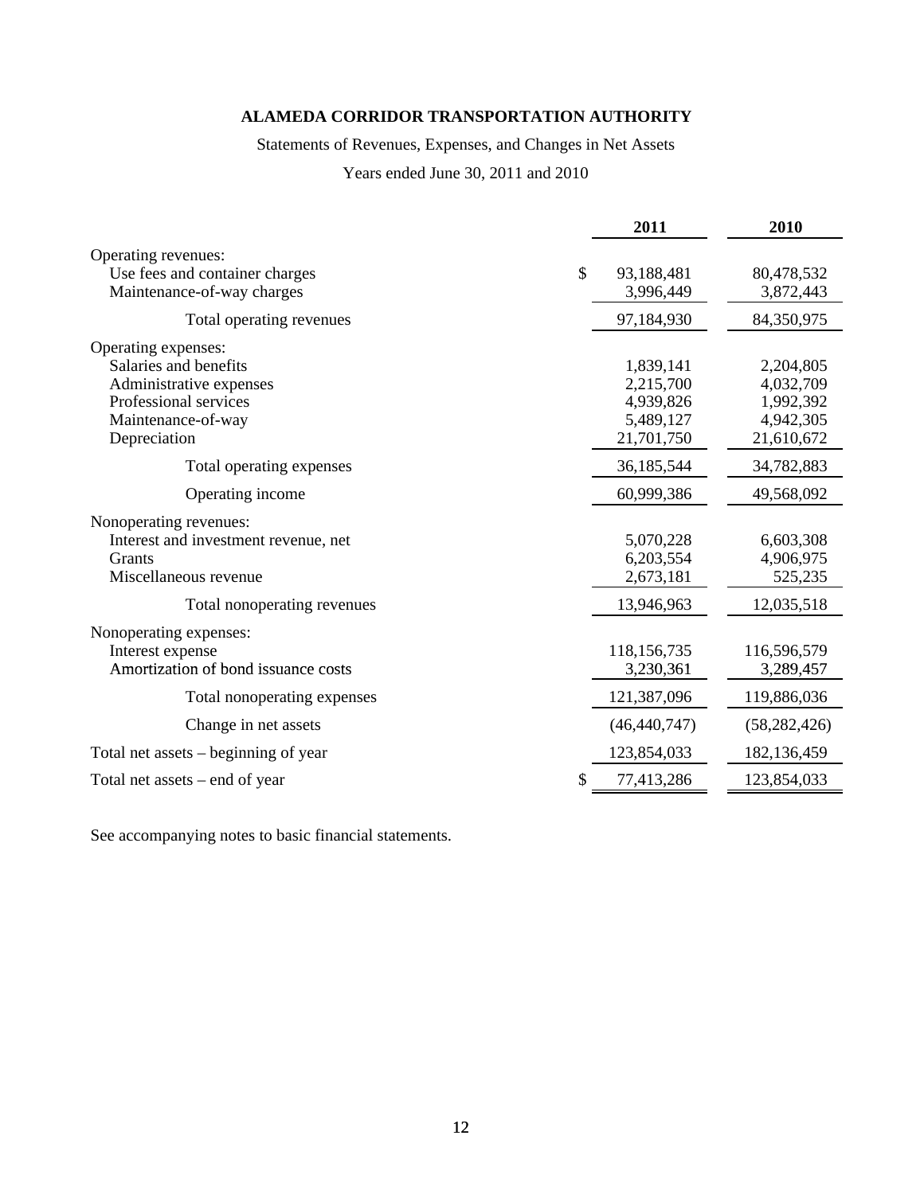# ALAMEDA CORRIDOR TRANSPORTATION AUTHORITY

Statements of Revenues, Expenses, and Changes in Net Assets

Years ended June 30, 2011 and 2010

| | 2011 | 2010 |
|---|---|---|
| Operating revenues: | | |
| Use fees and container charges | $ 93,188,481 | 80,478,532 |
| Maintenance-of-way charges | 3,996,449 | 3,872,443 |
| Total operating revenues | 97,184,930 | 84,350,975 |
| Operating expenses: | | |
| Salaries and benefits | 1,839,141 | 2,204,805 |
| Administrative expenses | 2,215,700 | 4,032,709 |
| Professional services | 4,939,826 | 1,992,392 |
| Maintenance-of-way | 5,489,127 | 4,942,305 |
| Depreciation | 21,701,750 | 21,610,672 |
| Total operating expenses | 36,185,544 | 34,782,883 |
| Operating income | 60,999,386 | 49,568,092 |
| Nonoperating revenues: | | |
| Interest and investment revenue, net | 5,070,228 | 6,603,308 |
| Grants | 6,203,554 | 4,906,975 |
| Miscellaneous revenue | 2,673,181 | 525,235 |
| Total nonoperating revenues | 13,946,963 | 12,035,518 |
| Nonoperating expenses: | | |
| Interest expense | 118,156,735 | 116,596,579 |
| Amortization of bond issuance costs | 3,230,361 | 3,289,457 |
| Total nonoperating expenses | 121,387,096 | 119,886,036 |
| Change in net assets | (46,440,747) | (58,282,426) |
| Total net assets – beginning of year | 123,854,033 | 182,136,459 |
| Total net assets – end of year | $ 77,413,286 | 123,854,033 |

See accompanying notes to basic financial statements.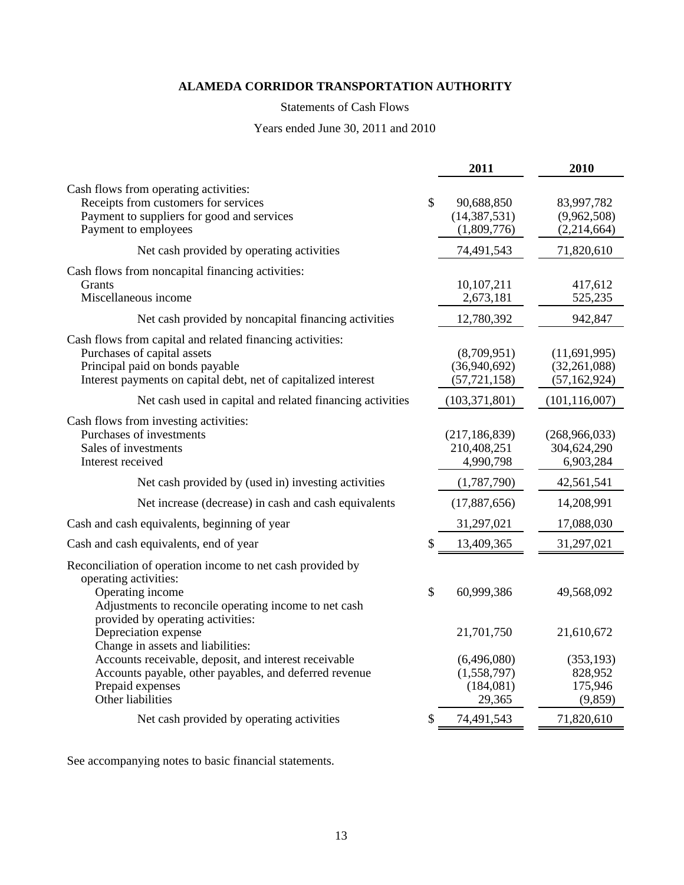# ALAMEDA CORRIDOR TRANSPORTATION AUTHORITY

Statements of Cash Flows

Years ended June 30, 2011 and 2010

| | 2011 | 2010 |
|---|---|---|
| Cash flows from operating activities: | | |
| Receipts from customers for services | $ 90,688,850 | 83,997,782 |
| Payment to suppliers for good and services | (14,387,531) | (9,962,508) |
| Payment to employees | (1,809,776) | (2,214,664) |
| Net cash provided by operating activities | 74,491,543 | 71,820,610 |
| Cash flows from noncapital financing activities: | | |
| Grants | 10,107,211 | 417,612 |
| Miscellaneous income | 2,673,181 | 525,235 |
| Net cash provided by noncapital financing activities | 12,780,392 | 942,847 |
| Cash flows from capital and related financing activities: | | |
| Purchases of capital assets | (8,709,951) | (11,691,995) |
| Principal paid on bonds payable | (36,940,692) | (32,261,088) |
| Interest payments on capital debt, net of capitalized interest | (57,721,158) | (57,162,924) |
| Net cash used in capital and related financing activities | (103,371,801) | (101,116,007) |
| Cash flows from investing activities: | | |
| Purchases of investments | (217,186,839) | (268,966,033) |
| Sales of investments | 210,408,251 | 304,624,290 |
| Interest received | 4,990,798 | 6,903,284 |
| Net cash provided by (used in) investing activities | (1,787,790) | 42,561,541 |
| Net increase (decrease) in cash and cash equivalents | (17,887,656) | 14,208,991 |
| Cash and cash equivalents, beginning of year | 31,297,021 | 17,088,030 |
| Cash and cash equivalents, end of year | $ 13,409,365 | 31,297,021 |
| Reconciliation of operation income to net cash provided by operating activities: | | |
| Operating income | $ 60,999,386 | 49,568,092 |
| Adjustments to reconcile operating income to net cash provided by operating activities: | | |
| Depreciation expense | 21,701,750 | 21,610,672 |
| Change in assets and liabilities: | | |
| Accounts receivable, deposit, and interest receivable | (6,496,080) | (353,193) |
| Accounts payable, other payables, and deferred revenue | (1,558,797) | 828,952 |
| Prepaid expenses | (184,081) | 175,946 |
| Other liabilities | 29,365 | (9,859) |
| Net cash provided by operating activities | $ 74,491,543 | 71,820,610 |

See accompanying notes to basic financial statements.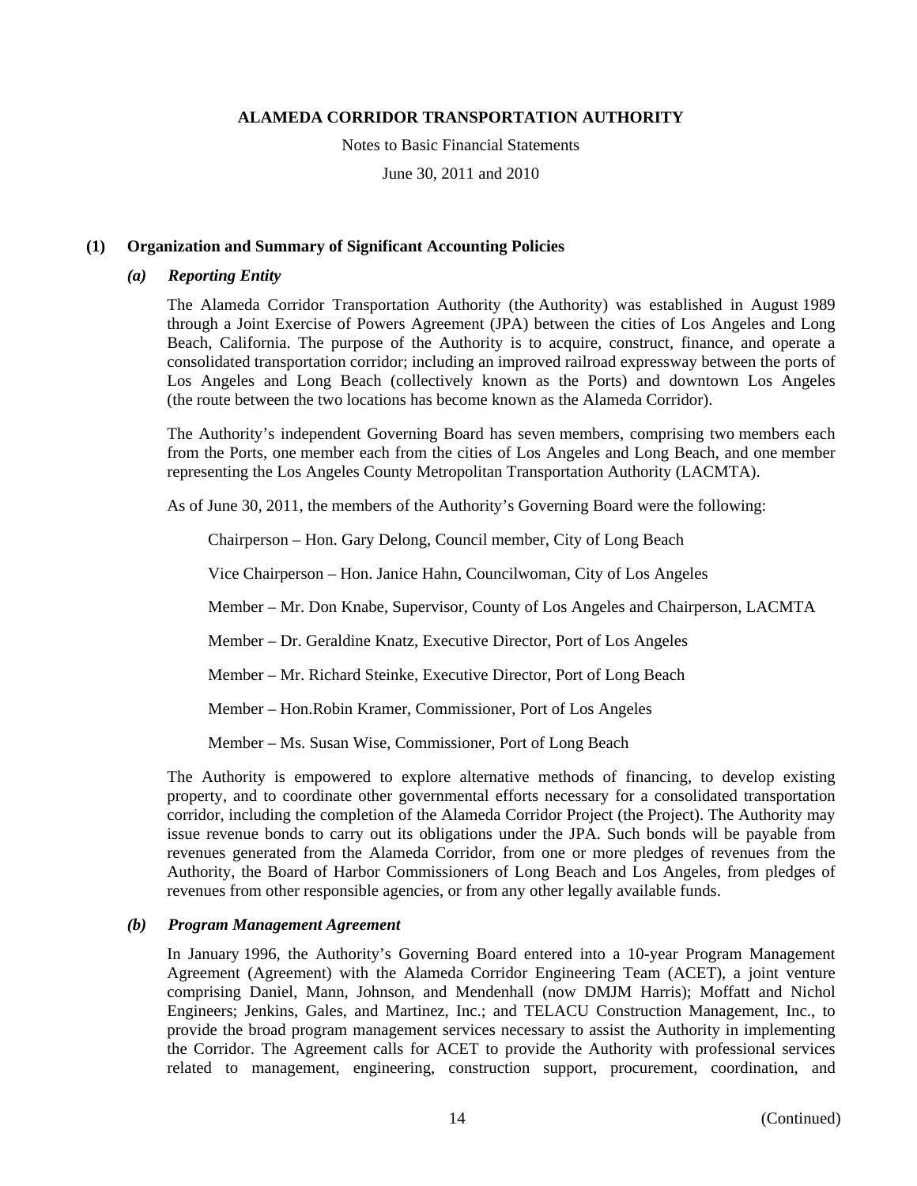# ALAMEDA CORRIDOR TRANSPORTATION AUTHORITY

Notes to Basic Financial Statements

June 30, 2011 and 2010

## (1) Organization and Summary of Significant Accounting Policies

### *(a) Reporting Entity*

The Alameda Corridor Transportation Authority (the Authority) was established in August 1989 through a Joint Exercise of Powers Agreement (JPA) between the cities of Los Angeles and Long Beach, California. The purpose of the Authority is to acquire, construct, finance, and operate a consolidated transportation corridor; including an improved railroad expressway between the ports of Los Angeles and Long Beach (collectively known as the Ports) and downtown Los Angeles (the route between the two locations has become known as the Alameda Corridor).

The Authority's independent Governing Board has seven members, comprising two members each from the Ports, one member each from the cities of Los Angeles and Long Beach, and one member representing the Los Angeles County Metropolitan Transportation Authority (LACMTA).

As of June 30, 2011, the members of the Authority's Governing Board were the following:

Chairperson – Hon. Gary Delong, Council member, City of Long Beach

Vice Chairperson – Hon. Janice Hahn, Councilwoman, City of Los Angeles

Member – Mr. Don Knabe, Supervisor, County of Los Angeles and Chairperson, LACMTA

Member – Dr. Geraldine Knatz, Executive Director, Port of Los Angeles

Member – Mr. Richard Steinke, Executive Director, Port of Long Beach

Member – Hon.Robin Kramer, Commissioner, Port of Los Angeles

Member – Ms. Susan Wise, Commissioner, Port of Long Beach

The Authority is empowered to explore alternative methods of financing, to develop existing property, and to coordinate other governmental efforts necessary for a consolidated transportation corridor, including the completion of the Alameda Corridor Project (the Project). The Authority may issue revenue bonds to carry out its obligations under the JPA. Such bonds will be payable from revenues generated from the Alameda Corridor, from one or more pledges of revenues from the Authority, the Board of Harbor Commissioners of Long Beach and Los Angeles, from pledges of revenues from other responsible agencies, or from any other legally available funds.

### *(b) Program Management Agreement*

In January 1996, the Authority's Governing Board entered into a 10-year Program Management Agreement (Agreement) with the Alameda Corridor Engineering Team (ACET), a joint venture comprising Daniel, Mann, Johnson, and Mendenhall (now DMJM Harris); Moffatt and Nichol Engineers; Jenkins, Gales, and Martinez, Inc.; and TELACU Construction Management, Inc., to provide the broad program management services necessary to assist the Authority in implementing the Corridor. The Agreement calls for ACET to provide the Authority with professional services related to management, engineering, construction support, procurement, coordination, and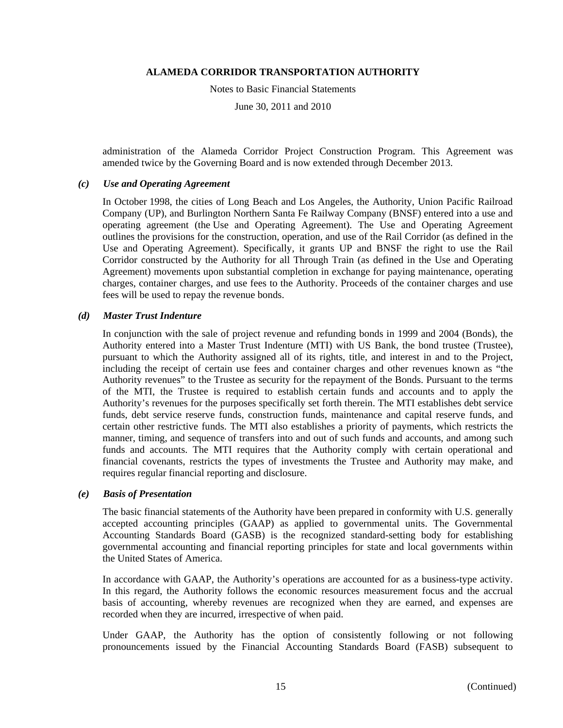administration of the Alameda Corridor Project Construction Program. This Agreement was amended twice by the Governing Board and is now extended through December 2013.

### *(c) Use and Operating Agreement*

In October 1998, the cities of Long Beach and Los Angeles, the Authority, Union Pacific Railroad Company (UP), and Burlington Northern Santa Fe Railway Company (BNSF) entered into a use and operating agreement (the Use and Operating Agreement). The Use and Operating Agreement outlines the provisions for the construction, operation, and use of the Rail Corridor (as defined in the Use and Operating Agreement). Specifically, it grants UP and BNSF the right to use the Rail Corridor constructed by the Authority for all Through Train (as defined in the Use and Operating Agreement) movements upon substantial completion in exchange for paying maintenance, operating charges, container charges, and use fees to the Authority. Proceeds of the container charges and use fees will be used to repay the revenue bonds.

### *(d) Master Trust Indenture*

In conjunction with the sale of project revenue and refunding bonds in 1999 and 2004 (Bonds), the Authority entered into a Master Trust Indenture (MTI) with US Bank, the bond trustee (Trustee), pursuant to which the Authority assigned all of its rights, title, and interest in and to the Project, including the receipt of certain use fees and container charges and other revenues known as "the Authority revenues" to the Trustee as security for the repayment of the Bonds. Pursuant to the terms of the MTI, the Trustee is required to establish certain funds and accounts and to apply the Authority's revenues for the purposes specifically set forth therein. The MTI establishes debt service funds, debt service reserve funds, construction funds, maintenance and capital reserve funds, and certain other restrictive funds. The MTI also establishes a priority of payments, which restricts the manner, timing, and sequence of transfers into and out of such funds and accounts, and among such funds and accounts. The MTI requires that the Authority comply with certain operational and financial covenants, restricts the types of investments the Trustee and Authority may make, and requires regular financial reporting and disclosure.

### *(e) Basis of Presentation*

The basic financial statements of the Authority have been prepared in conformity with U.S. generally accepted accounting principles (GAAP) as applied to governmental units. The Governmental Accounting Standards Board (GASB) is the recognized standard-setting body for establishing governmental accounting and financial reporting principles for state and local governments within the United States of America.

In accordance with GAAP, the Authority's operations are accounted for as a business-type activity. In this regard, the Authority follows the economic resources measurement focus and the accrual basis of accounting, whereby revenues are recognized when they are earned, and expenses are recorded when they are incurred, irrespective of when paid.

Under GAAP, the Authority has the option of consistently following or not following pronouncements issued by the Financial Accounting Standards Board (FASB) subsequent to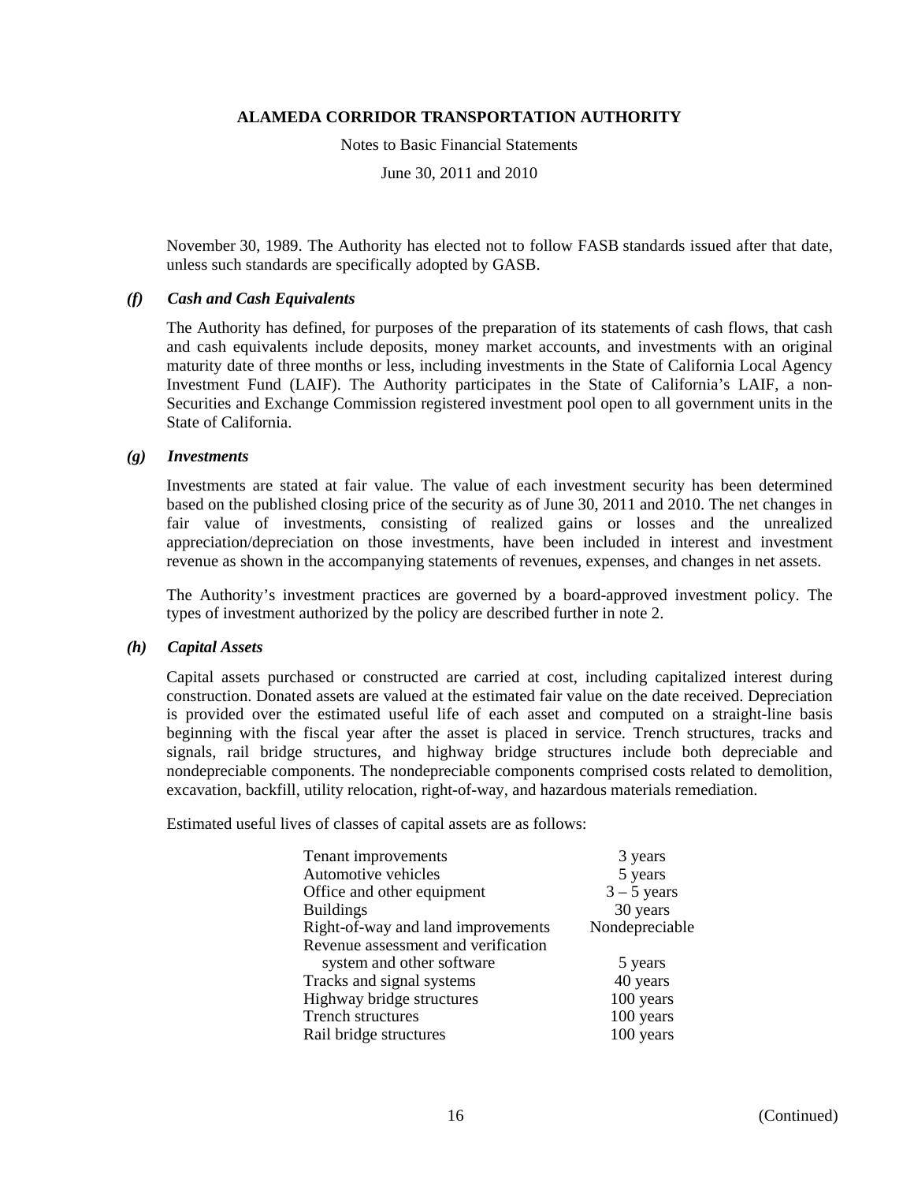November 30, 1989. The Authority has elected not to follow FASB standards issued after that date, unless such standards are specifically adopted by GASB.

### *(f) Cash and Cash Equivalents*

The Authority has defined, for purposes of the preparation of its statements of cash flows, that cash and cash equivalents include deposits, money market accounts, and investments with an original maturity date of three months or less, including investments in the State of California Local Agency Investment Fund (LAIF). The Authority participates in the State of California's LAIF, a non-Securities and Exchange Commission registered investment pool open to all government units in the State of California.

### *(g) Investments*

Investments are stated at fair value. The value of each investment security has been determined based on the published closing price of the security as of June 30, 2011 and 2010. The net changes in fair value of investments, consisting of realized gains or losses and the unrealized appreciation/depreciation on those investments, have been included in interest and investment revenue as shown in the accompanying statements of revenues, expenses, and changes in net assets.

The Authority's investment practices are governed by a board-approved investment policy. The types of investment authorized by the policy are described further in note 2.

### *(h) Capital Assets*

Capital assets purchased or constructed are carried at cost, including capitalized interest during construction. Donated assets are valued at the estimated fair value on the date received. Depreciation is provided over the estimated useful life of each asset and computed on a straight-line basis beginning with the fiscal year after the asset is placed in service. Trench structures, tracks and signals, rail bridge structures, and highway bridge structures include both depreciable and nondepreciable components. The nondepreciable components comprised costs related to demolition, excavation, backfill, utility relocation, right-of-way, and hazardous materials remediation.

Estimated useful lives of classes of capital assets are as follows:

| | |
|---|---|
| Tenant improvements | 3 years |
| Automotive vehicles | 5 years |
| Office and other equipment | 3 – 5 years |
| Buildings | 30 years |
| Right-of-way and land improvements | Nondepreciable |
| Revenue assessment and verification system and other software | 5 years |
| Tracks and signal systems | 40 years |
| Highway bridge structures | 100 years |
| Trench structures | 100 years |
| Rail bridge structures | 100 years |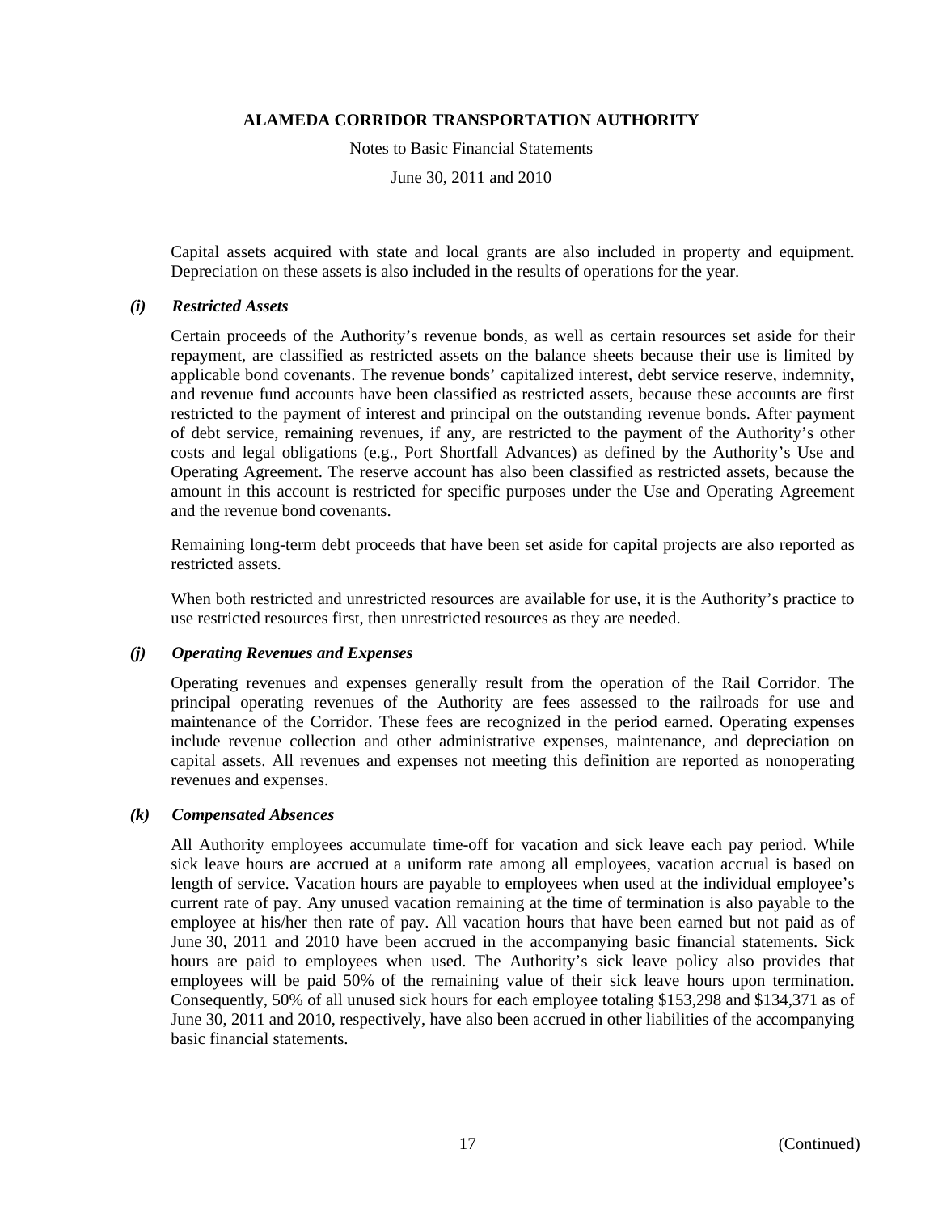Capital assets acquired with state and local grants are also included in property and equipment. Depreciation on these assets is also included in the results of operations for the year.

### *(i) Restricted Assets*

Certain proceeds of the Authority's revenue bonds, as well as certain resources set aside for their repayment, are classified as restricted assets on the balance sheets because their use is limited by applicable bond covenants. The revenue bonds' capitalized interest, debt service reserve, indemnity, and revenue fund accounts have been classified as restricted assets, because these accounts are first restricted to the payment of interest and principal on the outstanding revenue bonds. After payment of debt service, remaining revenues, if any, are restricted to the payment of the Authority's other costs and legal obligations (e.g., Port Shortfall Advances) as defined by the Authority's Use and Operating Agreement. The reserve account has also been classified as restricted assets, because the amount in this account is restricted for specific purposes under the Use and Operating Agreement and the revenue bond covenants.

Remaining long-term debt proceeds that have been set aside for capital projects are also reported as restricted assets.

When both restricted and unrestricted resources are available for use, it is the Authority's practice to use restricted resources first, then unrestricted resources as they are needed.

### *(j) Operating Revenues and Expenses*

Operating revenues and expenses generally result from the operation of the Rail Corridor. The principal operating revenues of the Authority are fees assessed to the railroads for use and maintenance of the Corridor. These fees are recognized in the period earned. Operating expenses include revenue collection and other administrative expenses, maintenance, and depreciation on capital assets. All revenues and expenses not meeting this definition are reported as nonoperating revenues and expenses.

### *(k) Compensated Absences*

All Authority employees accumulate time-off for vacation and sick leave each pay period. While sick leave hours are accrued at a uniform rate among all employees, vacation accrual is based on length of service. Vacation hours are payable to employees when used at the individual employee's current rate of pay. Any unused vacation remaining at the time of termination is also payable to the employee at his/her then rate of pay. All vacation hours that have been earned but not paid as of June 30, 2011 and 2010 have been accrued in the accompanying basic financial statements. Sick hours are paid to employees when used. The Authority's sick leave policy also provides that employees will be paid 50% of the remaining value of their sick leave hours upon termination. Consequently, 50% of all unused sick hours for each employee totaling \$153,298 and \$134,371 as of June 30, 2011 and 2010, respectively, have also been accrued in other liabilities of the accompanying basic financial statements.

(Continued)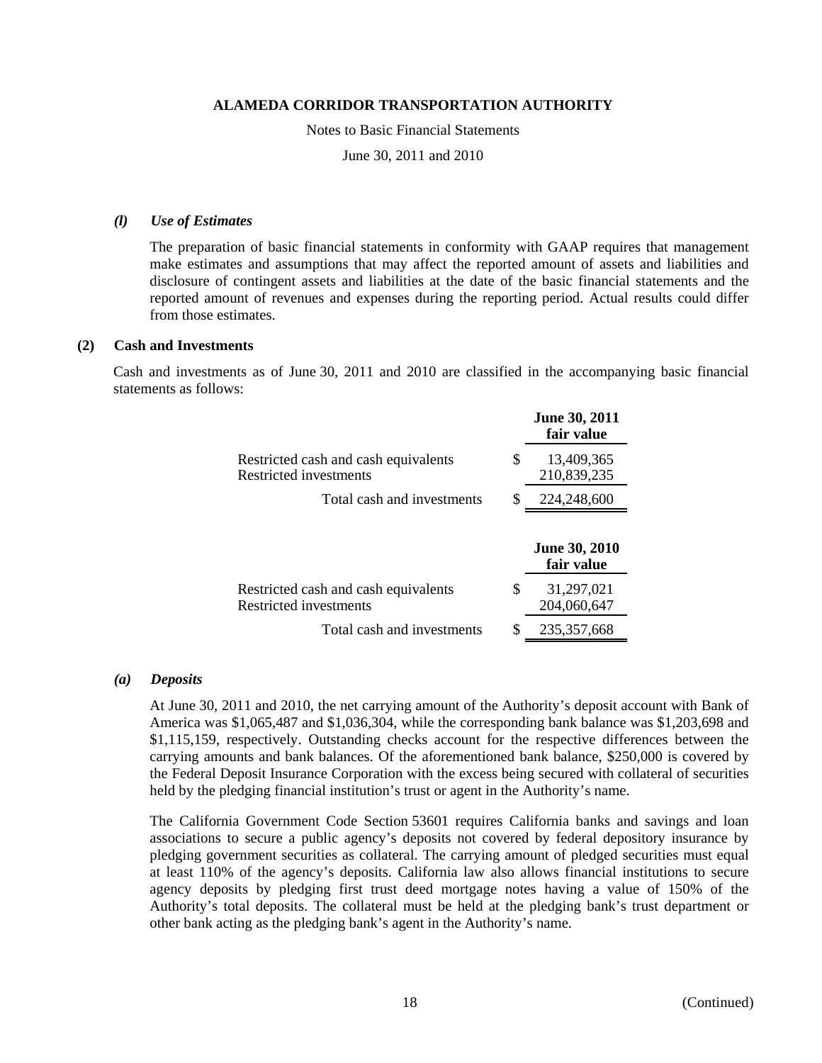#### *(l) Use of Estimates*

The preparation of basic financial statements in conformity with GAAP requires that management make estimates and assumptions that may affect the reported amount of assets and liabilities and disclosure of contingent assets and liabilities at the date of the basic financial statements and the reported amount of revenues and expenses during the reporting period. Actual results could differ from those estimates.

### (2) Cash and Investments

Cash and investments as of June 30, 2011 and 2010 are classified in the accompanying basic financial statements as follows:

| | | June 30, 2011 fair value |
|---|---|---|
| Restricted cash and cash equivalents | $ | 13,409,365 |
| Restricted investments | | 210,839,235 |
| Total cash and investments | $ | 224,248,600 |

| | | June 30, 2010 fair value |
|---|---|---|
| Restricted cash and cash equivalents | $ | 31,297,021 |
| Restricted investments | | 204,060,647 |
| Total cash and investments | $ | 235,357,668 |

#### *(a) Deposits*

At June 30, 2011 and 2010, the net carrying amount of the Authority's deposit account with Bank of America was $1,065,487 and $1,036,304, while the corresponding bank balance was $1,203,698 and $1,115,159, respectively. Outstanding checks account for the respective differences between the carrying amounts and bank balances. Of the aforementioned bank balance, $250,000 is covered by the Federal Deposit Insurance Corporation with the excess being secured with collateral of securities held by the pledging financial institution's trust or agent in the Authority's name.

The California Government Code Section 53601 requires California banks and savings and loan associations to secure a public agency's deposits not covered by federal depository insurance by pledging government securities as collateral. The carrying amount of pledged securities must equal at least 110% of the agency's deposits. California law also allows financial institutions to secure agency deposits by pledging first trust deed mortgage notes having a value of 150% of the Authority's total deposits. The collateral must be held at the pledging bank's trust department or other bank acting as the pledging bank's agent in the Authority's name.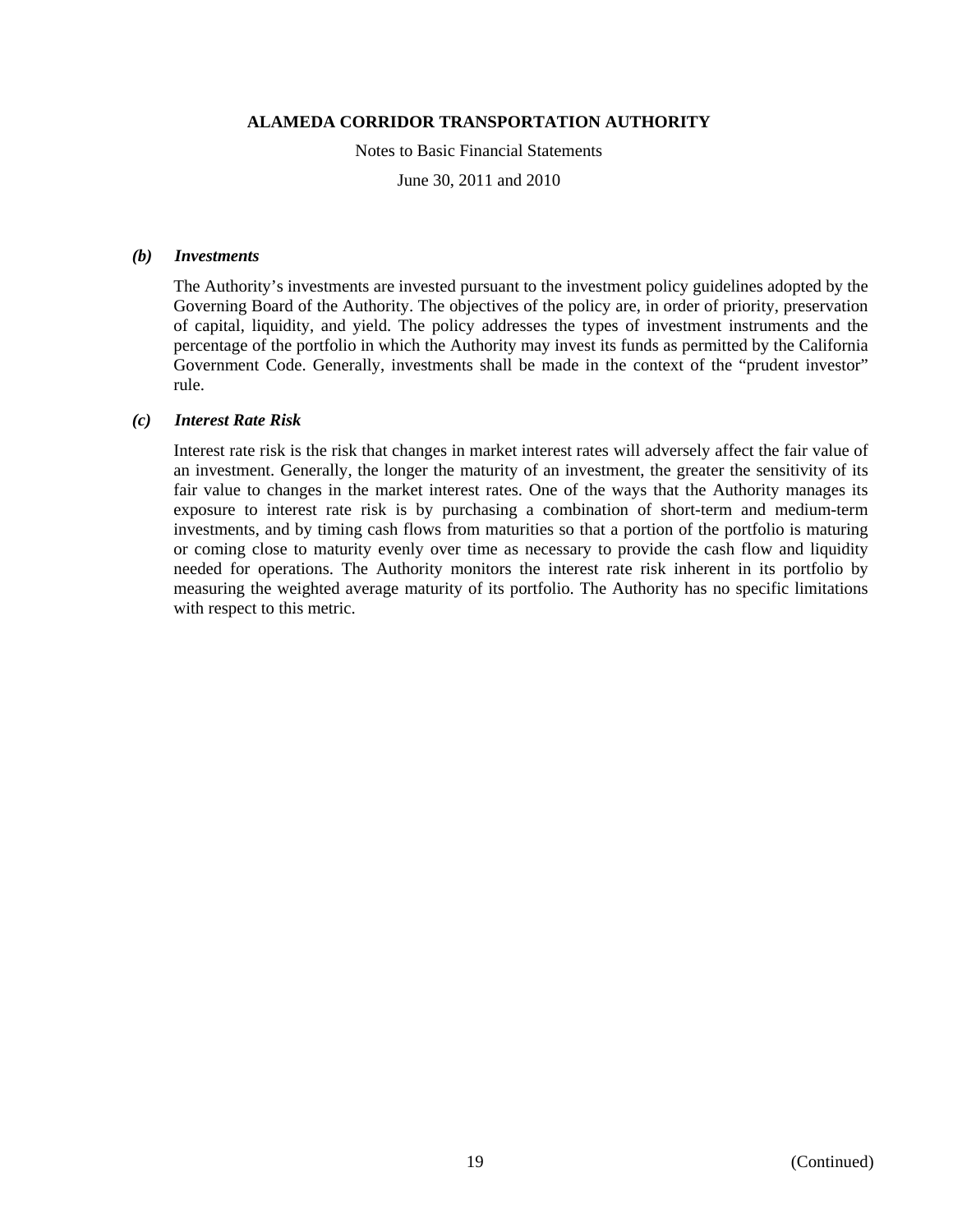#### *(b) Investments*

The Authority's investments are invested pursuant to the investment policy guidelines adopted by the Governing Board of the Authority. The objectives of the policy are, in order of priority, preservation of capital, liquidity, and yield. The policy addresses the types of investment instruments and the percentage of the portfolio in which the Authority may invest its funds as permitted by the California Government Code. Generally, investments shall be made in the context of the "prudent investor" rule.

#### *(c) Interest Rate Risk*

Interest rate risk is the risk that changes in market interest rates will adversely affect the fair value of an investment. Generally, the longer the maturity of an investment, the greater the sensitivity of its fair value to changes in the market interest rates. One of the ways that the Authority manages its exposure to interest rate risk is by purchasing a combination of short-term and medium-term investments, and by timing cash flows from maturities so that a portion of the portfolio is maturing or coming close to maturity evenly over time as necessary to provide the cash flow and liquidity needed for operations. The Authority monitors the interest rate risk inherent in its portfolio by measuring the weighted average maturity of its portfolio. The Authority has no specific limitations with respect to this metric.

(Continued)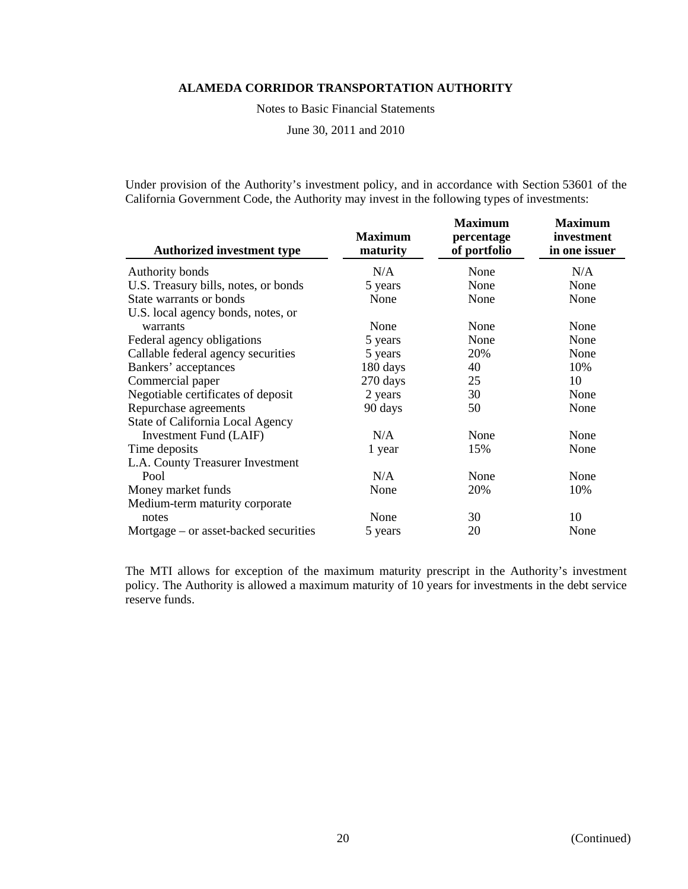Under provision of the Authority's investment policy, and in accordance with Section 53601 of the California Government Code, the Authority may invest in the following types of investments:

| Authorized investment type | Maximum maturity | Maximum percentage of portfolio | Maximum investment in one issuer |
|---|---|---|---|
| Authority bonds | N/A | None | N/A |
| U.S. Treasury bills, notes, or bonds | 5 years | None | None |
| State warrants or bonds | None | None | None |
| U.S. local agency bonds, notes, or warrants | None | None | None |
| Federal agency obligations | 5 years | None | None |
| Callable federal agency securities | 5 years | 20% | None |
| Bankers' acceptances | 180 days | 40 | 10% |
| Commercial paper | 270 days | 25 | 10 |
| Negotiable certificates of deposit | 2 years | 30 | None |
| Repurchase agreements | 90 days | 50 | None |
| State of California Local Agency Investment Fund (LAIF) | N/A | None | None |
| Time deposits | 1 year | 15% | None |
| L.A. County Treasurer Investment Pool | N/A | None | None |
| Money market funds | None | 20% | 10% |
| Medium-term maturity corporate notes | None | 30 | 10 |
| Mortgage – or asset-backed securities | 5 years | 20 | None |

The MTI allows for exception of the maximum maturity prescript in the Authority's investment policy. The Authority is allowed a maximum maturity of 10 years for investments in the debt service reserve funds.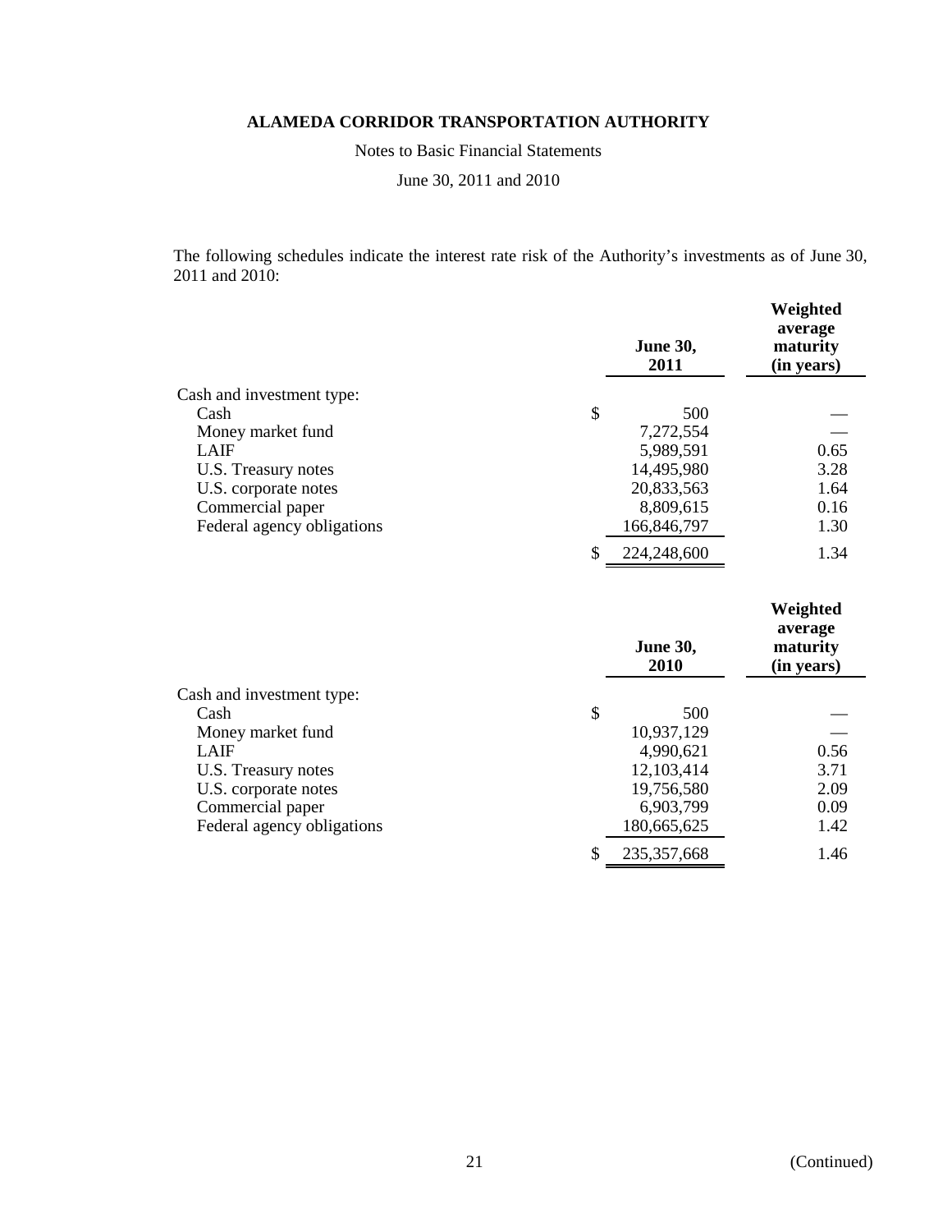**ALAMEDA CORRIDOR TRANSPORTATION AUTHORITY**

Notes to Basic Financial Statements

June 30, 2011 and 2010

The following schedules indicate the interest rate risk of the Authority's investments as of June 30, 2011 and 2010:

| | June 30, 2011 | Weighted average maturity (in years) |
|---|---|---|
| Cash and investment type: | | |
| Cash | $ 500 | — |
| Money market fund | 7,272,554 | — |
| LAIF | 5,989,591 | 0.65 |
| U.S. Treasury notes | 14,495,980 | 3.28 |
| U.S. corporate notes | 20,833,563 | 1.64 |
| Commercial paper | 8,809,615 | 0.16 |
| Federal agency obligations | 166,846,797 | 1.30 |
| | $ 224,248,600 | 1.34 |

| | June 30, 2010 | Weighted average maturity (in years) |
|---|---|---|
| Cash and investment type: | | |
| Cash | $ 500 | — |
| Money market fund | 10,937,129 | — |
| LAIF | 4,990,621 | 0.56 |
| U.S. Treasury notes | 12,103,414 | 3.71 |
| U.S. corporate notes | 19,756,580 | 2.09 |
| Commercial paper | 6,903,799 | 0.09 |
| Federal agency obligations | 180,665,625 | 1.42 |
| | $ 235,357,668 | 1.46 |

(Continued)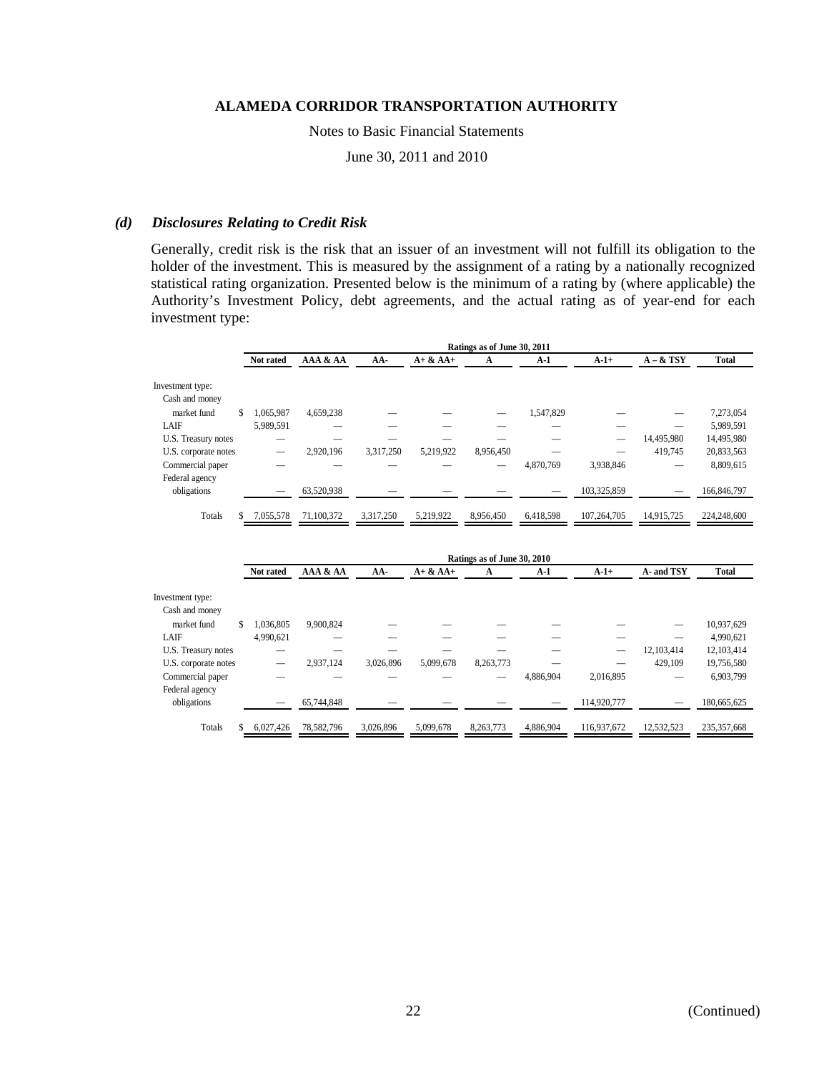### *(d) Disclosures Relating to Credit Risk*

Generally, credit risk is the risk that an issuer of an investment will not fulfill its obligation to the holder of the investment. This is measured by the assignment of a rating by a nationally recognized statistical rating organization. Presented below is the minimum of a rating by (where applicable) the Authority's Investment Policy, debt agreements, and the actual rating as of year-end for each investment type:

| | Ratings as of June 30, 2011 | | | | | | | | |
|---|---|---|---|---|---|---|---|---|---|
| | Not rated | AAA & AA | AA- | A+ & AA+ | A | A-1 | A-1+ | A – & TSY | Total |
| Investment type: | | | | | | | | | |
| Cash and money market fund | $ 1,065,987 | 4,659,238 | — | — | — | 1,547,829 | — | — | 7,273,054 |
| LAIF | 5,989,591 | — | — | — | — | — | — | — | 5,989,591 |
| U.S. Treasury notes | — | — | — | — | — | — | — | 14,495,980 | 14,495,980 |
| U.S. corporate notes | — | 2,920,196 | 3,317,250 | 5,219,922 | 8,956,450 | — | — | 419,745 | 20,833,563 |
| Commercial paper | — | — | — | — | — | 4,870,769 | 3,938,846 | — | 8,809,615 |
| Federal agency obligations | — | 63,520,938 | — | — | — | — | 103,325,859 | — | 166,846,797 |
| Totals | $ 7,055,578 | 71,100,372 | 3,317,250 | 5,219,922 | 8,956,450 | 6,418,598 | 107,264,705 | 14,915,725 | 224,248,600 |

| | Ratings as of June 30, 2010 | | | | | | | | |
|---|---|---|---|---|---|---|---|---|---|
| | Not rated | AAA & AA | AA- | A+ & AA+ | A | A-1 | A-1+ | A- and TSY | Total |
| Investment type: | | | | | | | | | |
| Cash and money market fund | $ 1,036,805 | 9,900,824 | — | — | — | — | — | — | 10,937,629 |
| LAIF | 4,990,621 | — | — | — | — | — | — | — | 4,990,621 |
| U.S. Treasury notes | — | — | — | — | — | — | — | 12,103,414 | 12,103,414 |
| U.S. corporate notes | — | 2,937,124 | 3,026,896 | 5,099,678 | 8,263,773 | — | — | 429,109 | 19,756,580 |
| Commercial paper | — | — | — | — | — | 4,886,904 | 2,016,895 | — | 6,903,799 |
| Federal agency obligations | — | 65,744,848 | — | — | — | — | 114,920,777 | — | 180,665,625 |
| Totals | $ 6,027,426 | 78,582,796 | 3,026,896 | 5,099,678 | 8,263,773 | 4,886,904 | 116,937,672 | 12,532,523 | 235,357,668 |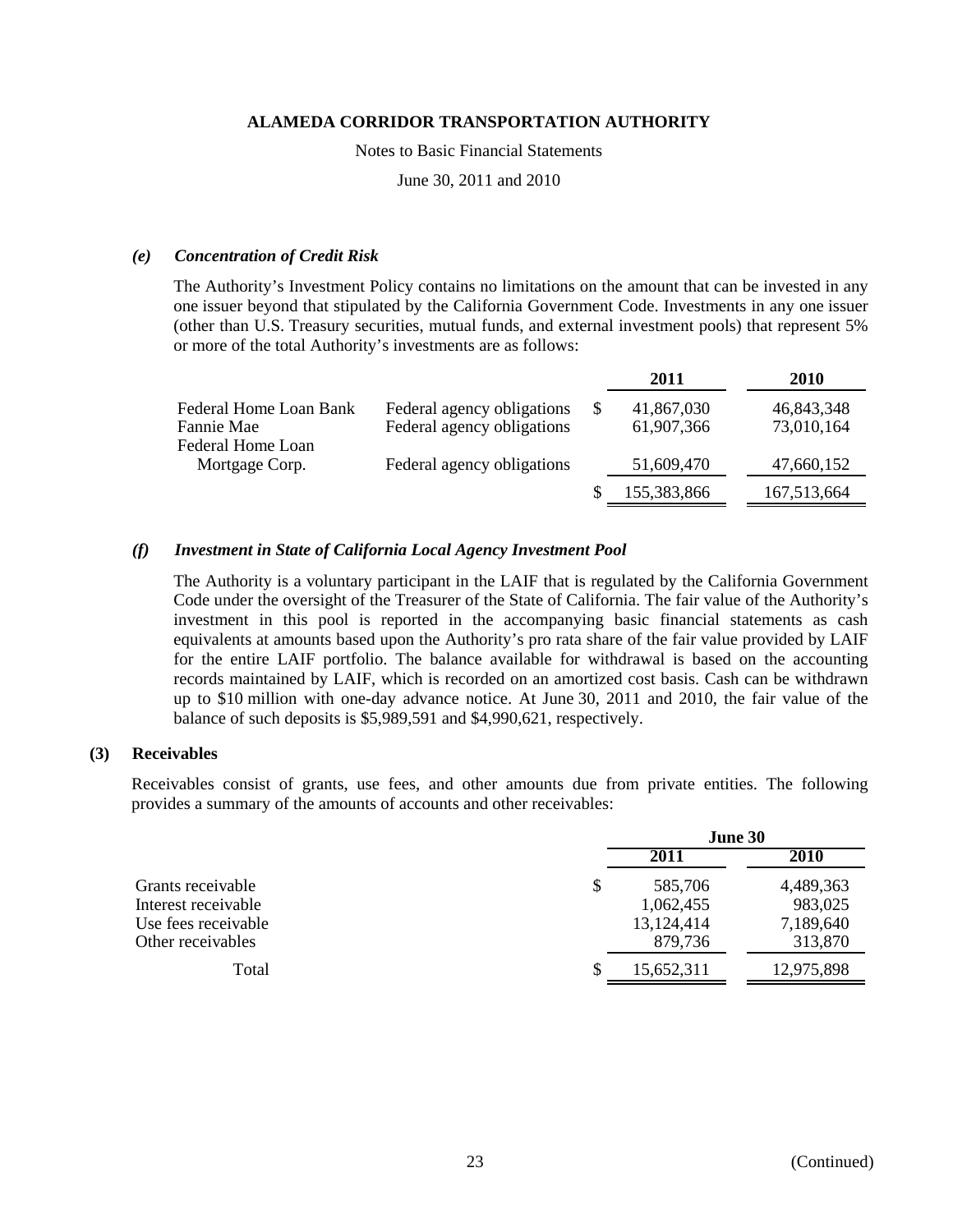**ALAMEDA CORRIDOR TRANSPORTATION AUTHORITY**

Notes to Basic Financial Statements

June 30, 2011 and 2010

### *(e) Concentration of Credit Risk*

The Authority's Investment Policy contains no limitations on the amount that can be invested in any one issuer beyond that stipulated by the California Government Code. Investments in any one issuer (other than U.S. Treasury securities, mutual funds, and external investment pools) that represent 5% or more of the total Authority's investments are as follows:

| | | 2011 | 2010 |
|---|---|---|---|
| Federal Home Loan Bank | Federal agency obligations | $ 41,867,030 | 46,843,348 |
| Fannie Mae | Federal agency obligations | 61,907,366 | 73,010,164 |
| Federal Home Loan Mortgage Corp. | Federal agency obligations | 51,609,470 | 47,660,152 |
| | | $ 155,383,866 | 167,513,664 |

### *(f) Investment in State of California Local Agency Investment Pool*

The Authority is a voluntary participant in the LAIF that is regulated by the California Government Code under the oversight of the Treasurer of the State of California. The fair value of the Authority's investment in this pool is reported in the accompanying basic financial statements as cash equivalents at amounts based upon the Authority's pro rata share of the fair value provided by LAIF for the entire LAIF portfolio. The balance available for withdrawal is based on the accounting records maintained by LAIF, which is recorded on an amortized cost basis. Cash can be withdrawn up to $10 million with one-day advance notice. At June 30, 2011 and 2010, the fair value of the balance of such deposits is $5,989,591 and $4,990,621, respectively.

## (3) Receivables

Receivables consist of grants, use fees, and other amounts due from private entities. The following provides a summary of the amounts of accounts and other receivables:

| | June 30 | |
|---|---|---|
| | 2011 | 2010 |
| Grants receivable | $ 585,706 | 4,489,363 |
| Interest receivable | 1,062,455 | 983,025 |
| Use fees receivable | 13,124,414 | 7,189,640 |
| Other receivables | 879,736 | 313,870 |
| Total | $ 15,652,311 | 12,975,898 |

(Continued)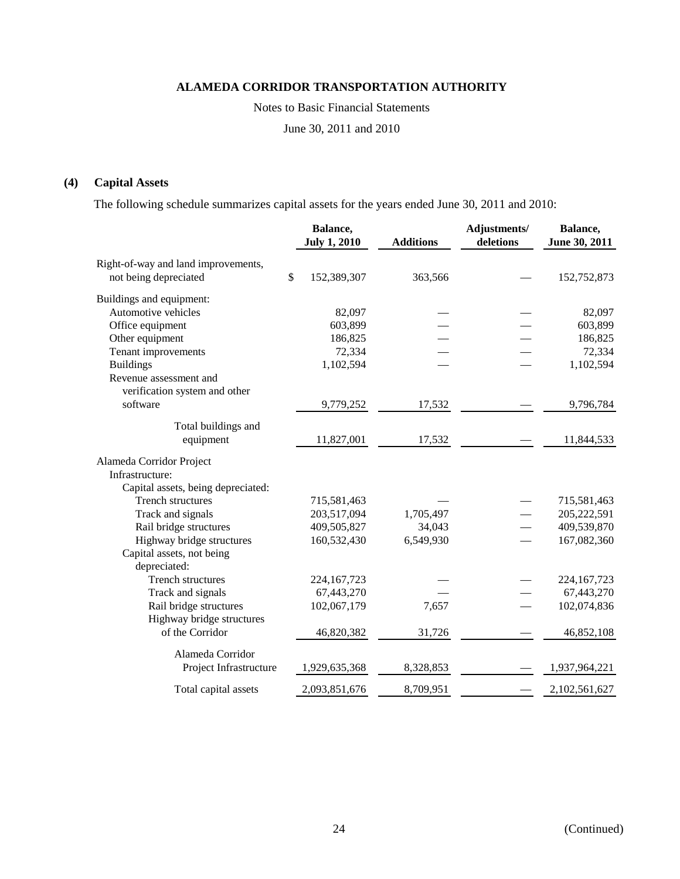## (4) Capital Assets

The following schedule summarizes capital assets for the years ended June 30, 2011 and 2010:

| | Balance, July 1, 2010 | Additions | Adjustments/ deletions | Balance, June 30, 2011 |
|---|---|---|---|---|
| Right-of-way and land improvements, not being depreciated | $ 152,389,307 | 363,566 | — | 152,752,873 |
| Buildings and equipment: | | | | |
| Automotive vehicles | 82,097 | — | — | 82,097 |
| Office equipment | 603,899 | — | — | 603,899 |
| Other equipment | 186,825 | — | — | 186,825 |
| Tenant improvements | 72,334 | — | — | 72,334 |
| Buildings | 1,102,594 | — | — | 1,102,594 |
| Revenue assessment and verification system and other software | 9,779,252 | 17,532 | — | 9,796,784 |
| Total buildings and equipment | 11,827,001 | 17,532 | — | 11,844,533 |
| Alameda Corridor Project Infrastructure: | | | | |
| Capital assets, being depreciated: | | | | |
| Trench structures | 715,581,463 | — | — | 715,581,463 |
| Track and signals | 203,517,094 | 1,705,497 | — | 205,222,591 |
| Rail bridge structures | 409,505,827 | 34,043 | — | 409,539,870 |
| Highway bridge structures | 160,532,430 | 6,549,930 | — | 167,082,360 |
| Capital assets, not being depreciated: | | | | |
| Trench structures | 224,167,723 | — | — | 224,167,723 |
| Track and signals | 67,443,270 | — | — | 67,443,270 |
| Rail bridge structures | 102,067,179 | 7,657 | — | 102,074,836 |
| Highway bridge structures of the Corridor | 46,820,382 | 31,726 | — | 46,852,108 |
| Alameda Corridor Project Infrastructure | 1,929,635,368 | 8,328,853 | — | 1,937,964,221 |
| Total capital assets | 2,093,851,676 | 8,709,951 | — | 2,102,561,627 |

(Continued)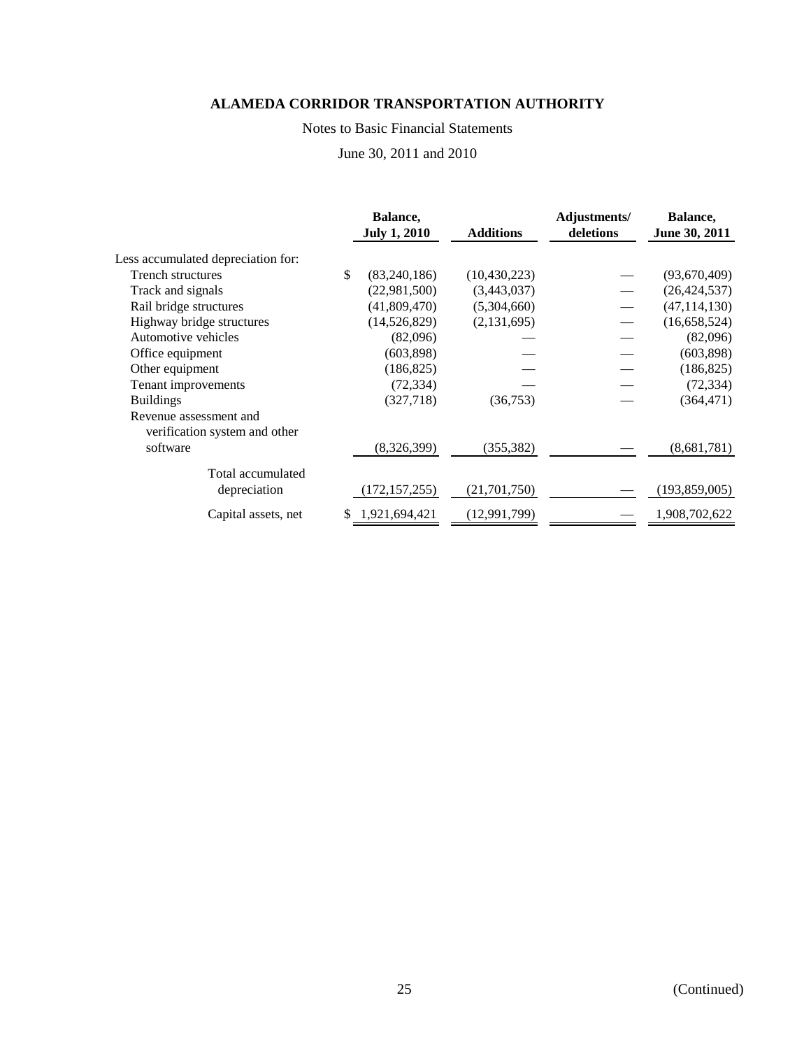# ALAMEDA CORRIDOR TRANSPORTATION AUTHORITY

Notes to Basic Financial Statements

June 30, 2011 and 2010

| | Balance, July 1, 2010 | Additions | Adjustments/ deletions | Balance, June 30, 2011 |
|---|---|---|---|---|
| Less accumulated depreciation for: | | | | |
| Trench structures | $ (83,240,186) | (10,430,223) | — | (93,670,409) |
| Track and signals | (22,981,500) | (3,443,037) | — | (26,424,537) |
| Rail bridge structures | (41,809,470) | (5,304,660) | — | (47,114,130) |
| Highway bridge structures | (14,526,829) | (2,131,695) | — | (16,658,524) |
| Automotive vehicles | (82,096) | — | — | (82,096) |
| Office equipment | (603,898) | — | — | (603,898) |
| Other equipment | (186,825) | — | — | (186,825) |
| Tenant improvements | (72,334) | — | — | (72,334) |
| Buildings | (327,718) | (36,753) | — | (364,471) |
| Revenue assessment and verification system and other software | (8,326,399) | (355,382) | — | (8,681,781) |
| Total accumulated depreciation | (172,157,255) | (21,701,750) | — | (193,859,005) |
| Capital assets, net | $ 1,921,694,421 | (12,991,799) | — | 1,908,702,622 |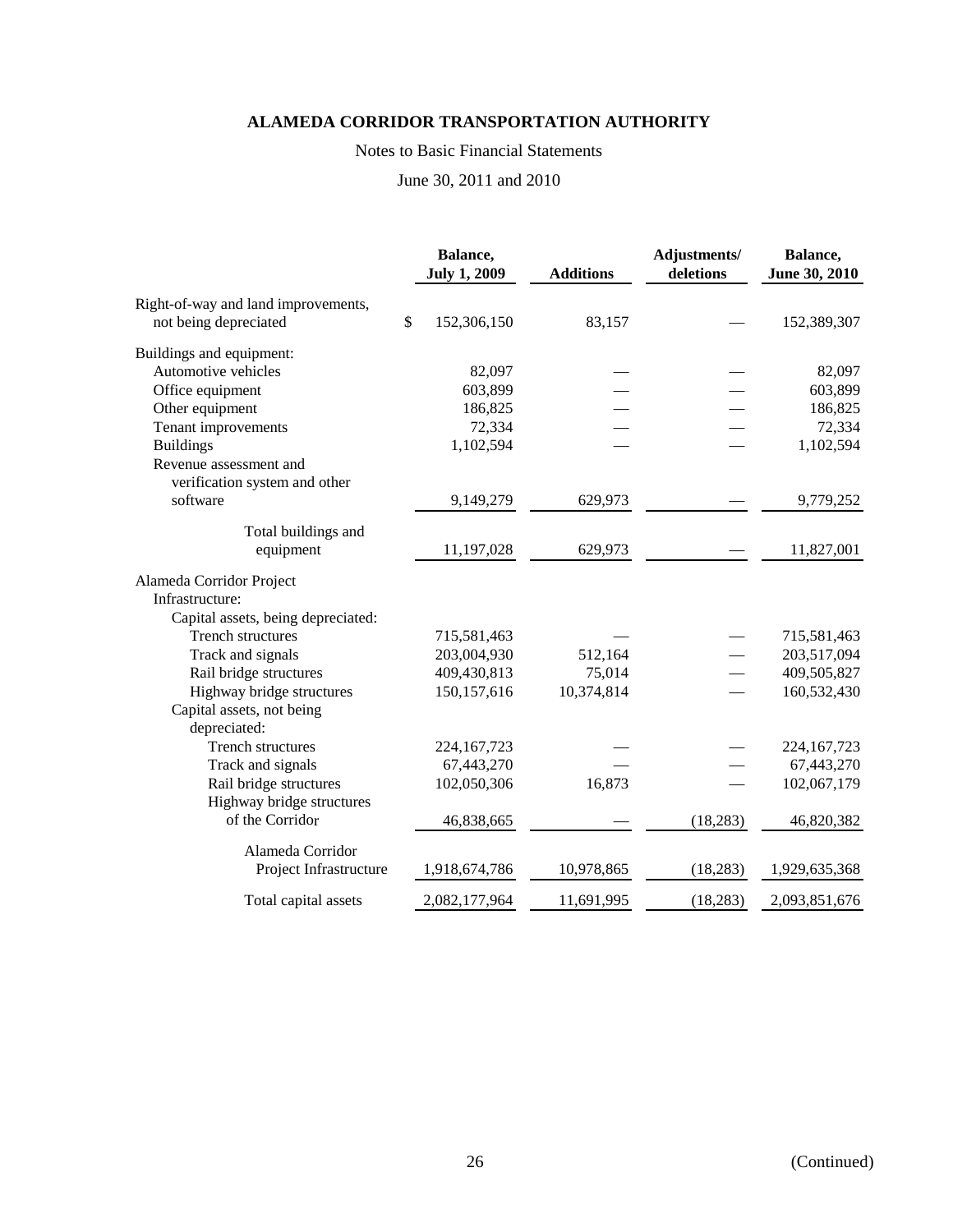**ALAMEDA CORRIDOR TRANSPORTATION AUTHORITY**

Notes to Basic Financial Statements

June 30, 2011 and 2010

| | Balance, July 1, 2009 | Additions | Adjustments/ deletions | Balance, June 30, 2010 |
|---|---|---|---|---|
| Right-of-way and land improvements, not being depreciated | $ 152,306,150 | 83,157 | — | 152,389,307 |
| Buildings and equipment: | | | | |
| Automotive vehicles | 82,097 | — | — | 82,097 |
| Office equipment | 603,899 | — | — | 603,899 |
| Other equipment | 186,825 | — | — | 186,825 |
| Tenant improvements | 72,334 | — | — | 72,334 |
| Buildings | 1,102,594 | — | — | 1,102,594 |
| Revenue assessment and verification system and other software | 9,149,279 | 629,973 | — | 9,779,252 |
| Total buildings and equipment | 11,197,028 | 629,973 | — | 11,827,001 |
| Alameda Corridor Project | | | | |
| Infrastructure: | | | | |
| Capital assets, being depreciated: | | | | |
| Trench structures | 715,581,463 | — | — | 715,581,463 |
| Track and signals | 203,004,930 | 512,164 | — | 203,517,094 |
| Rail bridge structures | 409,430,813 | 75,014 | — | 409,505,827 |
| Highway bridge structures | 150,157,616 | 10,374,814 | — | 160,532,430 |
| Capital assets, not being depreciated: | | | | |
| Trench structures | 224,167,723 | — | — | 224,167,723 |
| Track and signals | 67,443,270 | — | — | 67,443,270 |
| Rail bridge structures | 102,050,306 | 16,873 | — | 102,067,179 |
| Highway bridge structures of the Corridor | 46,838,665 | — | (18,283) | 46,820,382 |
| Alameda Corridor Project Infrastructure | 1,918,674,786 | 10,978,865 | (18,283) | 1,929,635,368 |
| Total capital assets | 2,082,177,964 | 11,691,995 | (18,283) | 2,093,851,676 |

(Continued)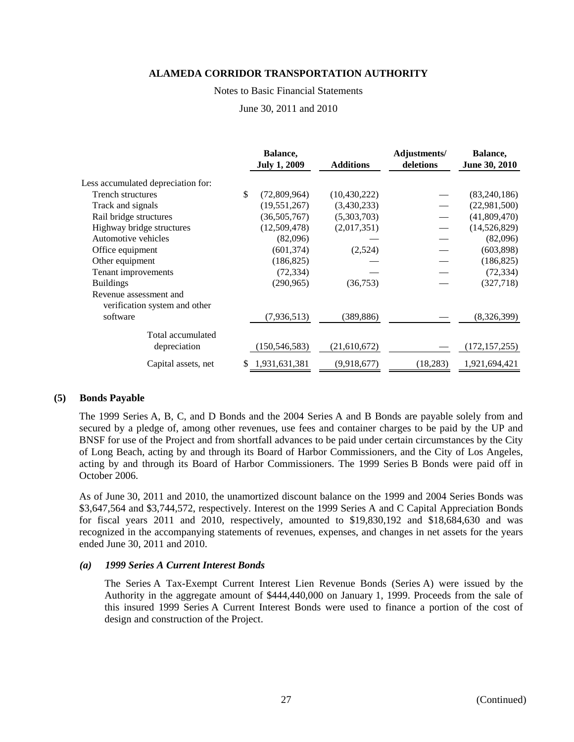**ALAMEDA CORRIDOR TRANSPORTATION AUTHORITY**

Notes to Basic Financial Statements

June 30, 2011 and 2010

| | Balance, July 1, 2009 | Additions | Adjustments/ deletions | Balance, June 30, 2010 |
|---|---|---|---|---|
| Less accumulated depreciation for: | | | | |
| Trench structures | $ (72,809,964) | (10,430,222) | — | (83,240,186) |
| Track and signals | (19,551,267) | (3,430,233) | — | (22,981,500) |
| Rail bridge structures | (36,505,767) | (5,303,703) | — | (41,809,470) |
| Highway bridge structures | (12,509,478) | (2,017,351) | — | (14,526,829) |
| Automotive vehicles | (82,096) | — | — | (82,096) |
| Office equipment | (601,374) | (2,524) | — | (603,898) |
| Other equipment | (186,825) | — | — | (186,825) |
| Tenant improvements | (72,334) | — | — | (72,334) |
| Buildings | (290,965) | (36,753) | — | (327,718) |
| Revenue assessment and verification system and other software | (7,936,513) | (389,886) | — | (8,326,399) |
| Total accumulated depreciation | (150,546,583) | (21,610,672) | — | (172,157,255) |
| Capital assets, net | $ 1,931,631,381 | (9,918,677) | (18,283) | 1,921,694,421 |

## (5) Bonds Payable

The 1999 Series A, B, C, and D Bonds and the 2004 Series A and B Bonds are payable solely from and secured by a pledge of, among other revenues, use fees and container charges to be paid by the UP and BNSF for use of the Project and from shortfall advances to be paid under certain circumstances by the City of Long Beach, acting by and through its Board of Harbor Commissioners, and the City of Los Angeles, acting by and through its Board of Harbor Commissioners. The 1999 Series B Bonds were paid off in October 2006.

As of June 30, 2011 and 2010, the unamortized discount balance on the 1999 and 2004 Series Bonds was $3,647,564 and $3,744,572, respectively. Interest on the 1999 Series A and C Capital Appreciation Bonds for fiscal years 2011 and 2010, respectively, amounted to $19,830,192 and $18,684,630 and was recognized in the accompanying statements of revenues, expenses, and changes in net assets for the years ended June 30, 2011 and 2010.

### *(a) 1999 Series A Current Interest Bonds*

The Series A Tax-Exempt Current Interest Lien Revenue Bonds (Series A) were issued by the Authority in the aggregate amount of $444,440,000 on January 1, 1999. Proceeds from the sale of this insured 1999 Series A Current Interest Bonds were used to finance a portion of the cost of design and construction of the Project.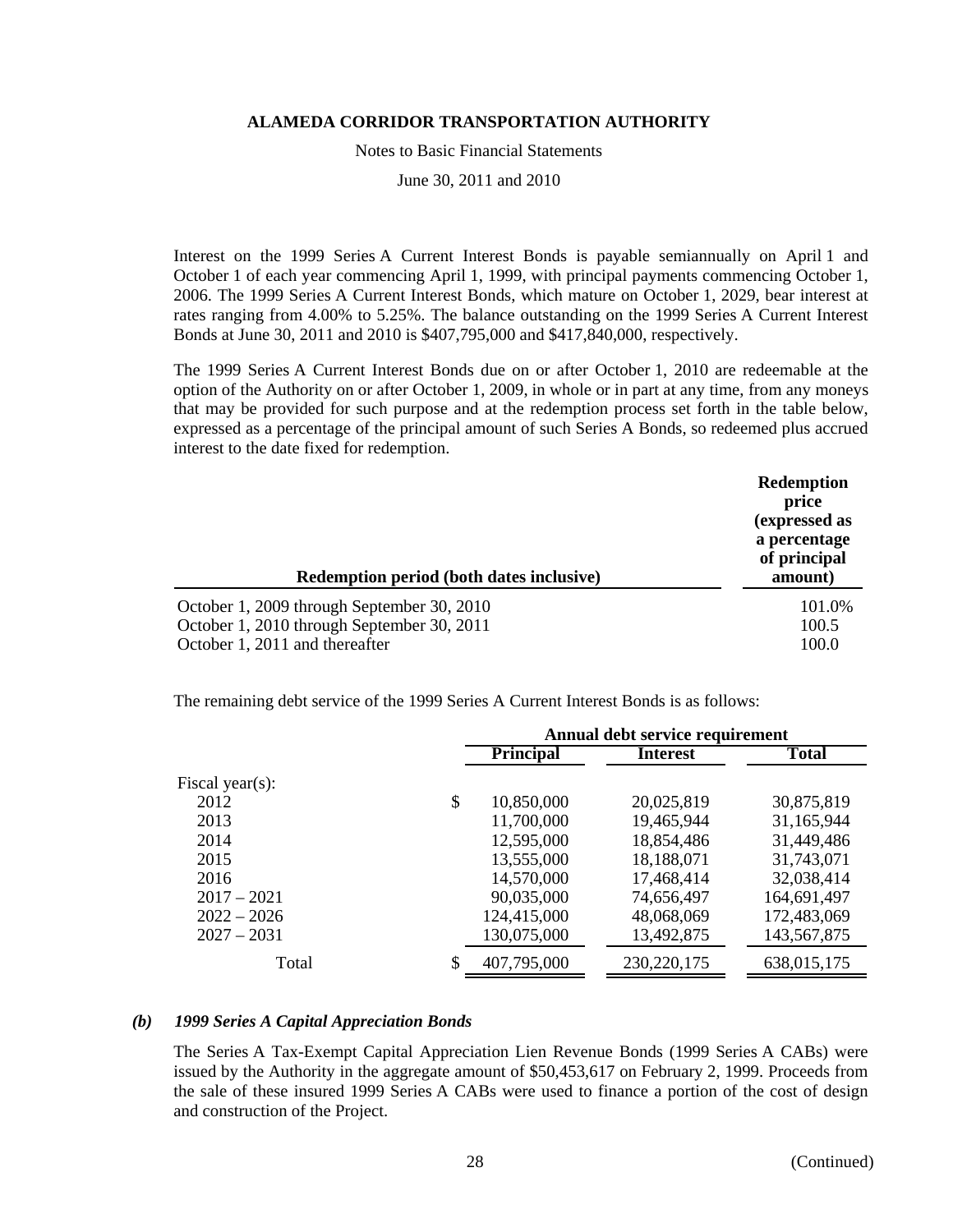Interest on the 1999 Series A Current Interest Bonds is payable semiannually on April 1 and October 1 of each year commencing April 1, 1999, with principal payments commencing October 1, 2006. The 1999 Series A Current Interest Bonds, which mature on October 1, 2029, bear interest at rates ranging from 4.00% to 5.25%. The balance outstanding on the 1999 Series A Current Interest Bonds at June 30, 2011 and 2010 is $407,795,000 and $417,840,000, respectively.

The 1999 Series A Current Interest Bonds due on or after October 1, 2010 are redeemable at the option of the Authority on or after October 1, 2009, in whole or in part at any time, from any moneys that may be provided for such purpose and at the redemption process set forth in the table below, expressed as a percentage of the principal amount of such Series A Bonds, so redeemed plus accrued interest to the date fixed for redemption.

| Redemption period (both dates inclusive) | Redemption price (expressed as a percentage of principal amount) |
|---|---|
| October 1, 2009 through September 30, 2010 | 101.0% |
| October 1, 2010 through September 30, 2011 | 100.5 |
| October 1, 2011 and thereafter | 100.0 |

The remaining debt service of the 1999 Series A Current Interest Bonds is as follows:

| | Annual debt service requirement | | |
|---|---|---|---|
| | Principal | Interest | Total |
| Fiscal year(s): | | | |
| 2012 | $ 10,850,000 | 20,025,819 | 30,875,819 |
| 2013 | 11,700,000 | 19,465,944 | 31,165,944 |
| 2014 | 12,595,000 | 18,854,486 | 31,449,486 |
| 2015 | 13,555,000 | 18,188,071 | 31,743,071 |
| 2016 | 14,570,000 | 17,468,414 | 32,038,414 |
| 2017 – 2021 | 90,035,000 | 74,656,497 | 164,691,497 |
| 2022 – 2026 | 124,415,000 | 48,068,069 | 172,483,069 |
| 2027 – 2031 | 130,075,000 | 13,492,875 | 143,567,875 |
| Total | $ 407,795,000 | 230,220,175 | 638,015,175 |

***(b) 1999 Series A Capital Appreciation Bonds***

The Series A Tax-Exempt Capital Appreciation Lien Revenue Bonds (1999 Series A CABs) were issued by the Authority in the aggregate amount of $50,453,617 on February 2, 1999. Proceeds from the sale of these insured 1999 Series A CABs were used to finance a portion of the cost of design and construction of the Project.

(Continued)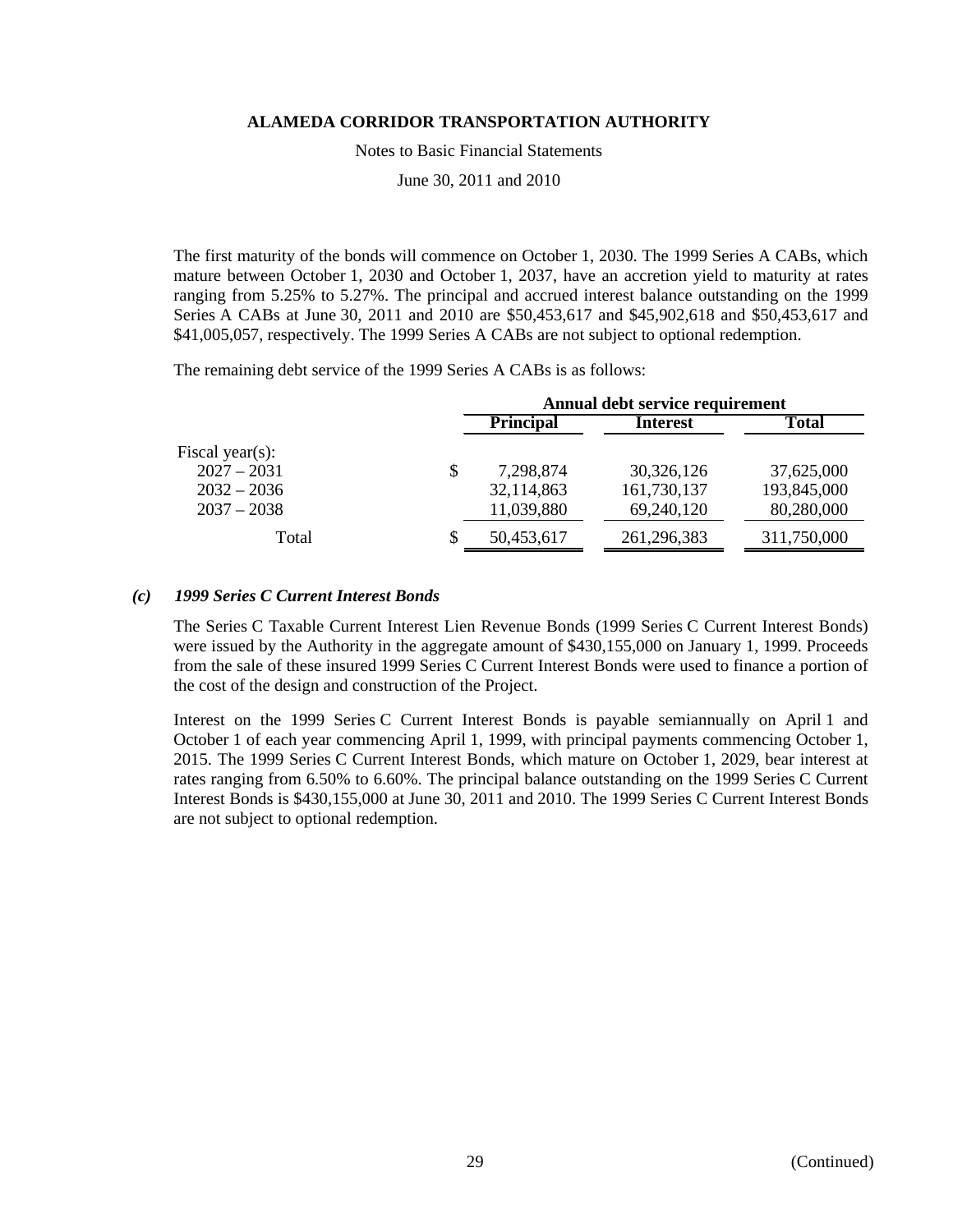The first maturity of the bonds will commence on October 1, 2030. The 1999 Series A CABs, which mature between October 1, 2030 and October 1, 2037, have an accretion yield to maturity at rates ranging from 5.25% to 5.27%. The principal and accrued interest balance outstanding on the 1999 Series A CABs at June 30, 2011 and 2010 are $50,453,617 and $45,902,618 and $50,453,617 and $41,005,057, respectively. The 1999 Series A CABs are not subject to optional redemption.

The remaining debt service of the 1999 Series A CABs is as follows:

| | Annual debt service requirement | | |
|---|---|---|---|
| | **Principal** | **Interest** | **Total** |
| Fiscal year(s): | | | |
| 2027 – 2031 | $ 7,298,874 | 30,326,126 | 37,625,000 |
| 2032 – 2036 | 32,114,863 | 161,730,137 | 193,845,000 |
| 2037 – 2038 | 11,039,880 | 69,240,120 | 80,280,000 |
| Total | $ 50,453,617 | 261,296,383 | 311,750,000 |

### *(c) 1999 Series C Current Interest Bonds*

The Series C Taxable Current Interest Lien Revenue Bonds (1999 Series C Current Interest Bonds) were issued by the Authority in the aggregate amount of $430,155,000 on January 1, 1999. Proceeds from the sale of these insured 1999 Series C Current Interest Bonds were used to finance a portion of the cost of the design and construction of the Project.

Interest on the 1999 Series C Current Interest Bonds is payable semiannually on April 1 and October 1 of each year commencing April 1, 1999, with principal payments commencing October 1, 2015. The 1999 Series C Current Interest Bonds, which mature on October 1, 2029, bear interest at rates ranging from 6.50% to 6.60%. The principal balance outstanding on the 1999 Series C Current Interest Bonds is $430,155,000 at June 30, 2011 and 2010. The 1999 Series C Current Interest Bonds are not subject to optional redemption.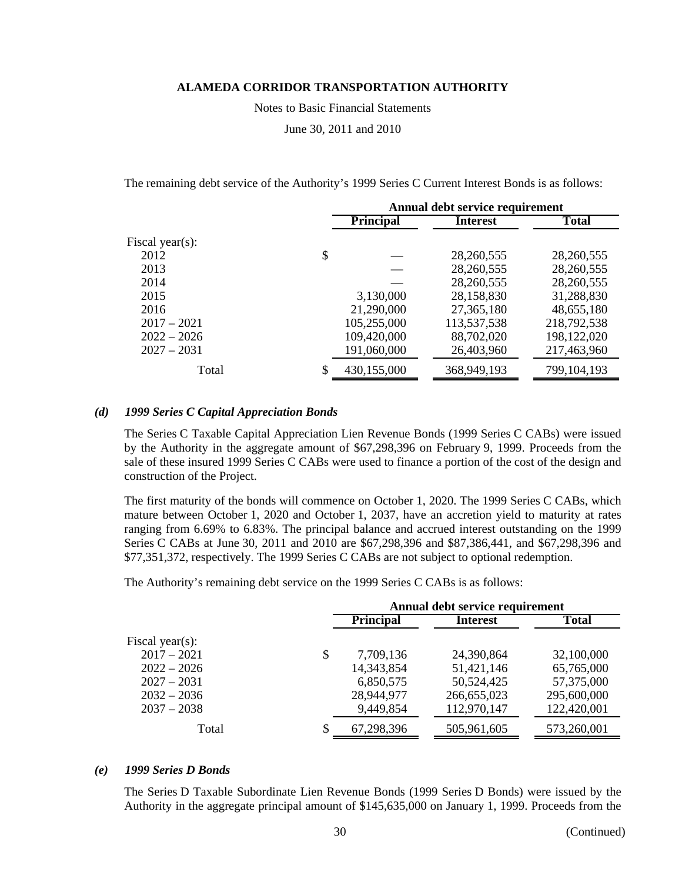The remaining debt service of the Authority's 1999 Series C Current Interest Bonds is as follows:

| | Annual debt service requirement | | |
|---|---|---|---|
| | **Principal** | **Interest** | **Total** |
| Fiscal year(s): | | | |
| 2012 | $ — | 28,260,555 | 28,260,555 |
| 2013 | — | 28,260,555 | 28,260,555 |
| 2014 | — | 28,260,555 | 28,260,555 |
| 2015 | 3,130,000 | 28,158,830 | 31,288,830 |
| 2016 | 21,290,000 | 27,365,180 | 48,655,180 |
| 2017 – 2021 | 105,255,000 | 113,537,538 | 218,792,538 |
| 2022 – 2026 | 109,420,000 | 88,702,020 | 198,122,020 |
| 2027 – 2031 | 191,060,000 | 26,403,960 | 217,463,960 |
| Total | $ 430,155,000 | 368,949,193 | 799,104,193 |

### *(d) 1999 Series C Capital Appreciation Bonds*

The Series C Taxable Capital Appreciation Lien Revenue Bonds (1999 Series C CABs) were issued by the Authority in the aggregate amount of $67,298,396 on February 9, 1999. Proceeds from the sale of these insured 1999 Series C CABs were used to finance a portion of the cost of the design and construction of the Project.

The first maturity of the bonds will commence on October 1, 2020. The 1999 Series C CABs, which mature between October 1, 2020 and October 1, 2037, have an accretion yield to maturity at rates ranging from 6.69% to 6.83%. The principal balance and accrued interest outstanding on the 1999 Series C CABs at June 30, 2011 and 2010 are $67,298,396 and $87,386,441, and $67,298,396 and $77,351,372, respectively. The 1999 Series C CABs are not subject to optional redemption.

The Authority's remaining debt service on the 1999 Series C CABs is as follows:

| | Annual debt service requirement | | |
|---|---|---|---|
| | **Principal** | **Interest** | **Total** |
| Fiscal year(s): | | | |
| 2017 – 2021 | $ 7,709,136 | 24,390,864 | 32,100,000 |
| 2022 – 2026 | 14,343,854 | 51,421,146 | 65,765,000 |
| 2027 – 2031 | 6,850,575 | 50,524,425 | 57,375,000 |
| 2032 – 2036 | 28,944,977 | 266,655,023 | 295,600,000 |
| 2037 – 2038 | 9,449,854 | 112,970,147 | 122,420,001 |
| Total | $ 67,298,396 | 505,961,605 | 573,260,001 |

### *(e) 1999 Series D Bonds*

The Series D Taxable Subordinate Lien Revenue Bonds (1999 Series D Bonds) were issued by the Authority in the aggregate principal amount of $145,635,000 on January 1, 1999. Proceeds from the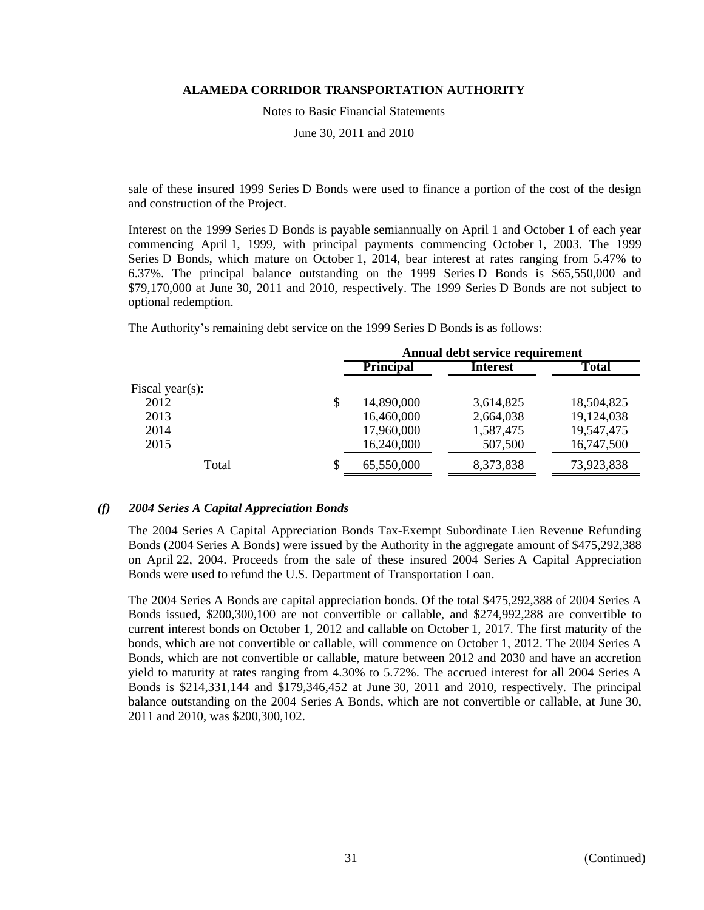sale of these insured 1999 Series D Bonds were used to finance a portion of the cost of the design and construction of the Project.

Interest on the 1999 Series D Bonds is payable semiannually on April 1 and October 1 of each year commencing April 1, 1999, with principal payments commencing October 1, 2003. The 1999 Series D Bonds, which mature on October 1, 2014, bear interest at rates ranging from 5.47% to 6.37%. The principal balance outstanding on the 1999 Series D Bonds is $65,550,000 and $79,170,000 at June 30, 2011 and 2010, respectively. The 1999 Series D Bonds are not subject to optional redemption.

The Authority's remaining debt service on the 1999 Series D Bonds is as follows:

| | Annual debt service requirement | | |
|---|---|---|---|
| | **Principal** | **Interest** | **Total** |
| Fiscal year(s): | | | |
| 2012 | $ 14,890,000 | 3,614,825 | 18,504,825 |
| 2013 | 16,460,000 | 2,664,038 | 19,124,038 |
| 2014 | 17,960,000 | 1,587,475 | 19,547,475 |
| 2015 | 16,240,000 | 507,500 | 16,747,500 |
| Total | $ 65,550,000 | 8,373,838 | 73,923,838 |

### *(f) 2004 Series A Capital Appreciation Bonds*

The 2004 Series A Capital Appreciation Bonds Tax-Exempt Subordinate Lien Revenue Refunding Bonds (2004 Series A Bonds) were issued by the Authority in the aggregate amount of $475,292,388 on April 22, 2004. Proceeds from the sale of these insured 2004 Series A Capital Appreciation Bonds were used to refund the U.S. Department of Transportation Loan.

The 2004 Series A Bonds are capital appreciation bonds. Of the total $475,292,388 of 2004 Series A Bonds issued, $200,300,100 are not convertible or callable, and $274,992,288 are convertible to current interest bonds on October 1, 2012 and callable on October 1, 2017. The first maturity of the bonds, which are not convertible or callable, will commence on October 1, 2012. The 2004 Series A Bonds, which are not convertible or callable, mature between 2012 and 2030 and have an accretion yield to maturity at rates ranging from 4.30% to 5.72%. The accrued interest for all 2004 Series A Bonds is $214,331,144 and $179,346,452 at June 30, 2011 and 2010, respectively. The principal balance outstanding on the 2004 Series A Bonds, which are not convertible or callable, at June 30, 2011 and 2010, was $200,300,102.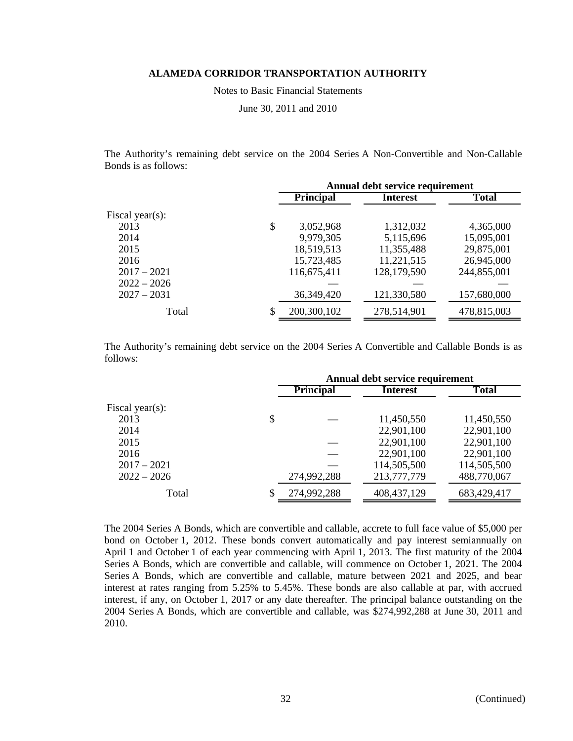The Authority's remaining debt service on the 2004 Series A Non-Convertible and Non-Callable Bonds is as follows:

| | Annual debt service requirement | | |
|---|---|---|---|
| | **Principal** | **Interest** | **Total** |
| Fiscal year(s): | | | |
| 2013 | $ 3,052,968 | 1,312,032 | 4,365,000 |
| 2014 | 9,979,305 | 5,115,696 | 15,095,001 |
| 2015 | 18,519,513 | 11,355,488 | 29,875,001 |
| 2016 | 15,723,485 | 11,221,515 | 26,945,000 |
| 2017 – 2021 | 116,675,411 | 128,179,590 | 244,855,001 |
| 2022 – 2026 | — | — | — |
| 2027 – 2031 | 36,349,420 | 121,330,580 | 157,680,000 |
| Total | $ 200,300,102 | 278,514,901 | 478,815,003 |

The Authority's remaining debt service on the 2004 Series A Convertible and Callable Bonds is as follows:

| | Annual debt service requirement | | |
|---|---|---|---|
| | **Principal** | **Interest** | **Total** |
| Fiscal year(s): | | | |
| 2013 | $ — | 11,450,550 | 11,450,550 |
| 2014 | | 22,901,100 | 22,901,100 |
| 2015 | — | 22,901,100 | 22,901,100 |
| 2016 | — | 22,901,100 | 22,901,100 |
| 2017 – 2021 | — | 114,505,500 | 114,505,500 |
| 2022 – 2026 | 274,992,288 | 213,777,779 | 488,770,067 |
| Total | $ 274,992,288 | 408,437,129 | 683,429,417 |

The 2004 Series A Bonds, which are convertible and callable, accrete to full face value of $5,000 per bond on October 1, 2012. These bonds convert automatically and pay interest semiannually on April 1 and October 1 of each year commencing with April 1, 2013. The first maturity of the 2004 Series A Bonds, which are convertible and callable, will commence on October 1, 2021. The 2004 Series A Bonds, which are convertible and callable, mature between 2021 and 2025, and bear interest at rates ranging from 5.25% to 5.45%. These bonds are also callable at par, with accrued interest, if any, on October 1, 2017 or any date thereafter. The principal balance outstanding on the 2004 Series A Bonds, which are convertible and callable, was $274,992,288 at June 30, 2011 and 2010.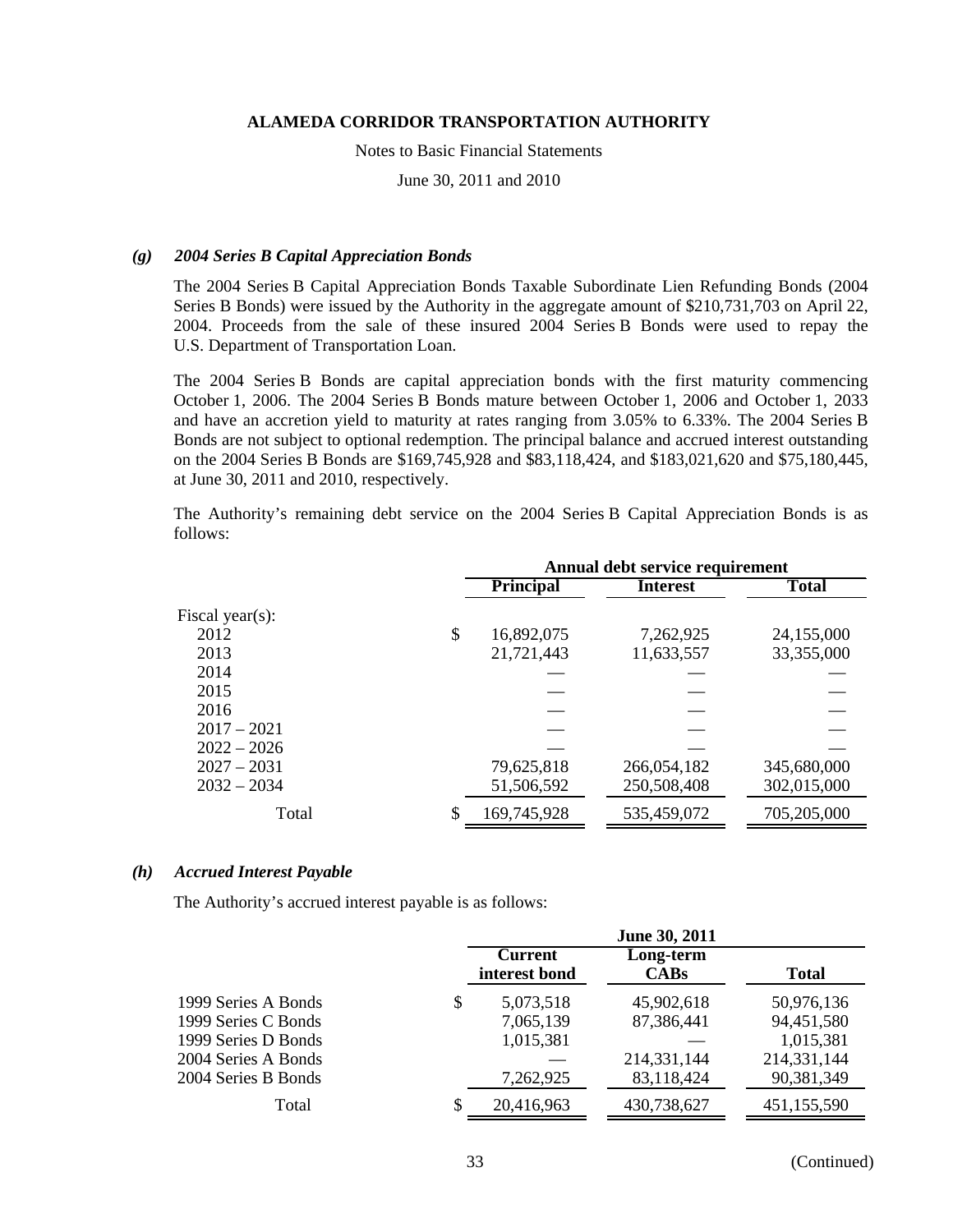**ALAMEDA CORRIDOR TRANSPORTATION AUTHORITY**

Notes to Basic Financial Statements

June 30, 2011 and 2010

### *(g) 2004 Series B Capital Appreciation Bonds*

The 2004 Series B Capital Appreciation Bonds Taxable Subordinate Lien Refunding Bonds (2004 Series B Bonds) were issued by the Authority in the aggregate amount of $210,731,703 on April 22, 2004. Proceeds from the sale of these insured 2004 Series B Bonds were used to repay the U.S. Department of Transportation Loan.

The 2004 Series B Bonds are capital appreciation bonds with the first maturity commencing October 1, 2006. The 2004 Series B Bonds mature between October 1, 2006 and October 1, 2033 and have an accretion yield to maturity at rates ranging from 3.05% to 6.33%. The 2004 Series B Bonds are not subject to optional redemption. The principal balance and accrued interest outstanding on the 2004 Series B Bonds are $169,745,928 and $83,118,424, and $183,021,620 and $75,180,445, at June 30, 2011 and 2010, respectively.

The Authority's remaining debt service on the 2004 Series B Capital Appreciation Bonds is as follows:

| | Annual debt service requirement | | |
|---|---|---|---|
| | **Principal** | **Interest** | **Total** |
| Fiscal year(s): | | | |
| 2012 | $ 16,892,075 | 7,262,925 | 24,155,000 |
| 2013 | 21,721,443 | 11,633,557 | 33,355,000 |
| 2014 | — | — | — |
| 2015 | — | — | — |
| 2016 | — | — | — |
| 2017 – 2021 | — | — | — |
| 2022 – 2026 | — | — | — |
| 2027 – 2031 | 79,625,818 | 266,054,182 | 345,680,000 |
| 2032 – 2034 | 51,506,592 | 250,508,408 | 302,015,000 |
| Total | $ 169,745,928 | 535,459,072 | 705,205,000 |

### *(h) Accrued Interest Payable*

The Authority's accrued interest payable is as follows:

| | June 30, 2011 | | |
|---|---|---|---|
| | **Current interest bond** | **Long-term CABs** | **Total** |
| 1999 Series A Bonds | $ 5,073,518 | 45,902,618 | 50,976,136 |
| 1999 Series C Bonds | 7,065,139 | 87,386,441 | 94,451,580 |
| 1999 Series D Bonds | 1,015,381 | — | 1,015,381 |
| 2004 Series A Bonds | — | 214,331,144 | 214,331,144 |
| 2004 Series B Bonds | 7,262,925 | 83,118,424 | 90,381,349 |
| Total | $ 20,416,963 | 430,738,627 | 451,155,590 |

(Continued)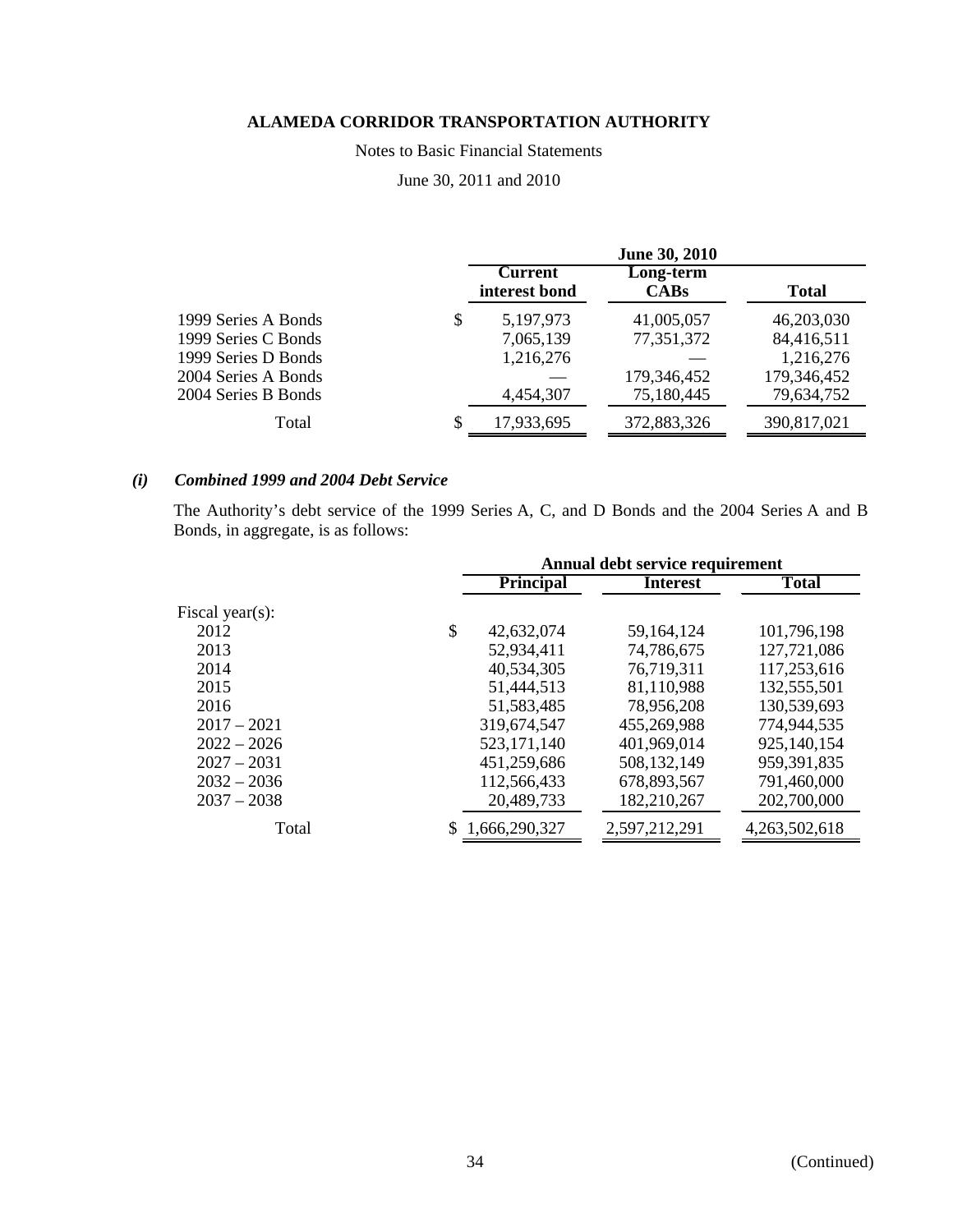# ALAMEDA CORRIDOR TRANSPORTATION AUTHORITY

Notes to Basic Financial Statements

June 30, 2011 and 2010

| | June 30, 2010 | | |
|---|---|---|---|
| | Current interest bond | Long-term CABs | Total |
| 1999 Series A Bonds | $ 5,197,973 | 41,005,057 | 46,203,030 |
| 1999 Series C Bonds | 7,065,139 | 77,351,372 | 84,416,511 |
| 1999 Series D Bonds | 1,216,276 | — | 1,216,276 |
| 2004 Series A Bonds | — | 179,346,452 | 179,346,452 |
| 2004 Series B Bonds | 4,454,307 | 75,180,445 | 79,634,752 |
| Total | $ 17,933,695 | 372,883,326 | 390,817,021 |

### *(i) Combined 1999 and 2004 Debt Service*

The Authority's debt service of the 1999 Series A, C, and D Bonds and the 2004 Series A and B Bonds, in aggregate, is as follows:

| | Annual debt service requirement | | |
|---|---|---|---|
| | Principal | Interest | Total |
| Fiscal year(s): | | | |
| 2012 | $ 42,632,074 | 59,164,124 | 101,796,198 |
| 2013 | 52,934,411 | 74,786,675 | 127,721,086 |
| 2014 | 40,534,305 | 76,719,311 | 117,253,616 |
| 2015 | 51,444,513 | 81,110,988 | 132,555,501 |
| 2016 | 51,583,485 | 78,956,208 | 130,539,693 |
| 2017 – 2021 | 319,674,547 | 455,269,988 | 774,944,535 |
| 2022 – 2026 | 523,171,140 | 401,969,014 | 925,140,154 |
| 2027 – 2031 | 451,259,686 | 508,132,149 | 959,391,835 |
| 2032 – 2036 | 112,566,433 | 678,893,567 | 791,460,000 |
| 2037 – 2038 | 20,489,733 | 182,210,267 | 202,700,000 |
| Total | $ 1,666,290,327 | 2,597,212,291 | 4,263,502,618 |

(Continued)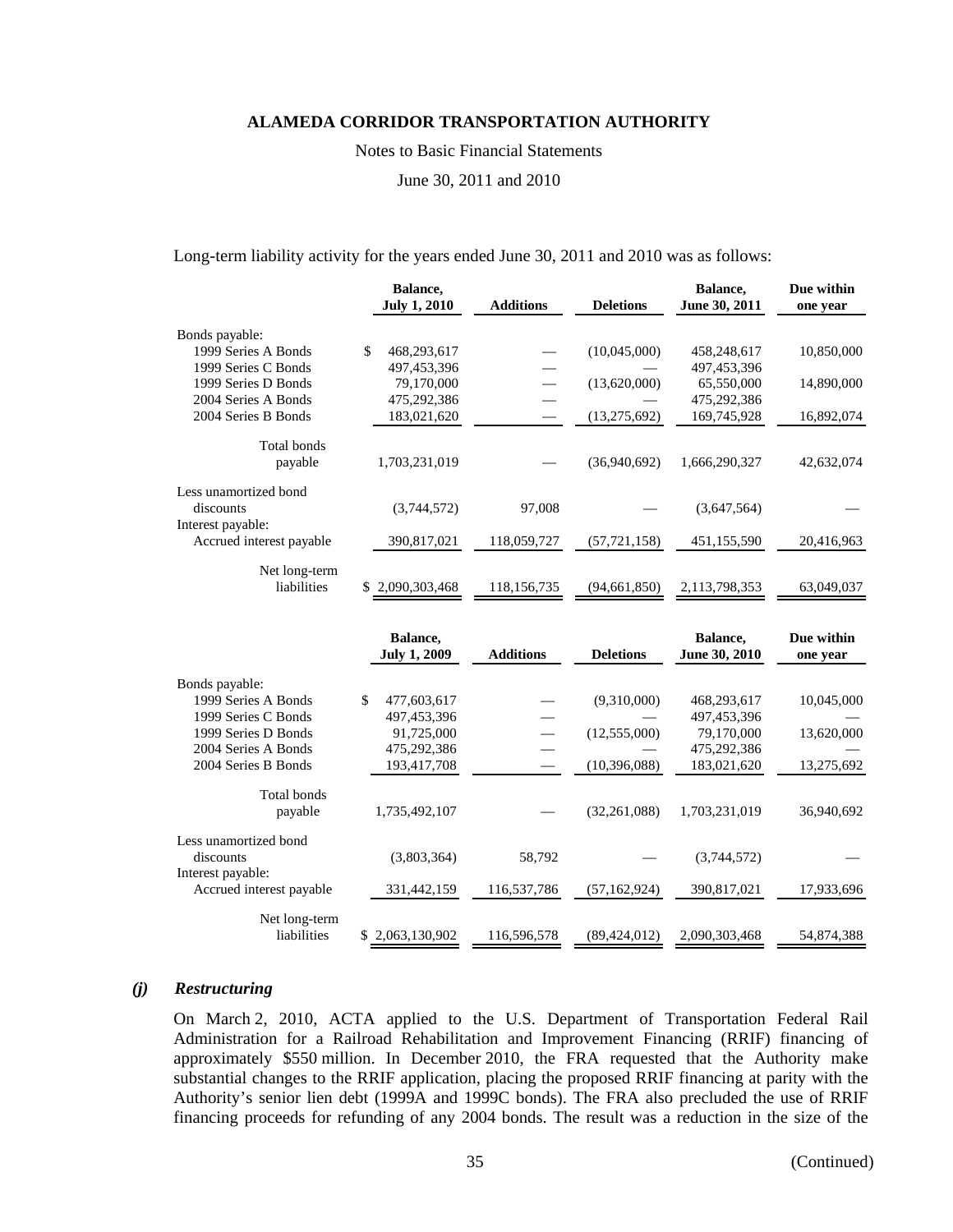# ALAMEDA CORRIDOR TRANSPORTATION AUTHORITY

Notes to Basic Financial Statements

June 30, 2011 and 2010

Long-term liability activity for the years ended June 30, 2011 and 2010 was as follows:

| | Balance, July 1, 2010 | Additions | Deletions | Balance, June 30, 2011 | Due within one year |
|---|---|---|---|---|---|
| Bonds payable: | | | | | |
| 1999 Series A Bonds | $ 468,293,617 | — | (10,045,000) | 458,248,617 | 10,850,000 |
| 1999 Series C Bonds | 497,453,396 | — | — | 497,453,396 | |
| 1999 Series D Bonds | 79,170,000 | — | (13,620,000) | 65,550,000 | 14,890,000 |
| 2004 Series A Bonds | 475,292,386 | — | — | 475,292,386 | |
| 2004 Series B Bonds | 183,021,620 | — | (13,275,692) | 169,745,928 | 16,892,074 |
| Total bonds payable | 1,703,231,019 | — | (36,940,692) | 1,666,290,327 | 42,632,074 |
| Less unamortized bond discounts | (3,744,572) | 97,008 | — | (3,647,564) | — |
| Interest payable: | | | | | |
| Accrued interest payable | 390,817,021 | 118,059,727 | (57,721,158) | 451,155,590 | 20,416,963 |
| Net long-term liabilities | $ 2,090,303,468 | 118,156,735 | (94,661,850) | 2,113,798,353 | 63,049,037 |

| | Balance, July 1, 2009 | Additions | Deletions | Balance, June 30, 2010 | Due within one year |
|---|---|---|---|---|---|
| Bonds payable: | | | | | |
| 1999 Series A Bonds | $ 477,603,617 | — | (9,310,000) | 468,293,617 | 10,045,000 |
| 1999 Series C Bonds | 497,453,396 | — | — | 497,453,396 | — |
| 1999 Series D Bonds | 91,725,000 | — | (12,555,000) | 79,170,000 | 13,620,000 |
| 2004 Series A Bonds | 475,292,386 | — | — | 475,292,386 | — |
| 2004 Series B Bonds | 193,417,708 | — | (10,396,088) | 183,021,620 | 13,275,692 |
| Total bonds payable | 1,735,492,107 | — | (32,261,088) | 1,703,231,019 | 36,940,692 |
| Less unamortized bond discounts | (3,803,364) | 58,792 | — | (3,744,572) | — |
| Interest payable: | | | | | |
| Accrued interest payable | 331,442,159 | 116,537,786 | (57,162,924) | 390,817,021 | 17,933,696 |
| Net long-term liabilities | $ 2,063,130,902 | 116,596,578 | (89,424,012) | 2,090,303,468 | 54,874,388 |

### *(j) Restructuring*

On March 2, 2010, ACTA applied to the U.S. Department of Transportation Federal Rail Administration for a Railroad Rehabilitation and Improvement Financing (RRIF) financing of approximately $550 million. In December 2010, the FRA requested that the Authority make substantial changes to the RRIF application, placing the proposed RRIF financing at parity with the Authority's senior lien debt (1999A and 1999C bonds). The FRA also precluded the use of RRIF financing proceeds for refunding of any 2004 bonds. The result was a reduction in the size of the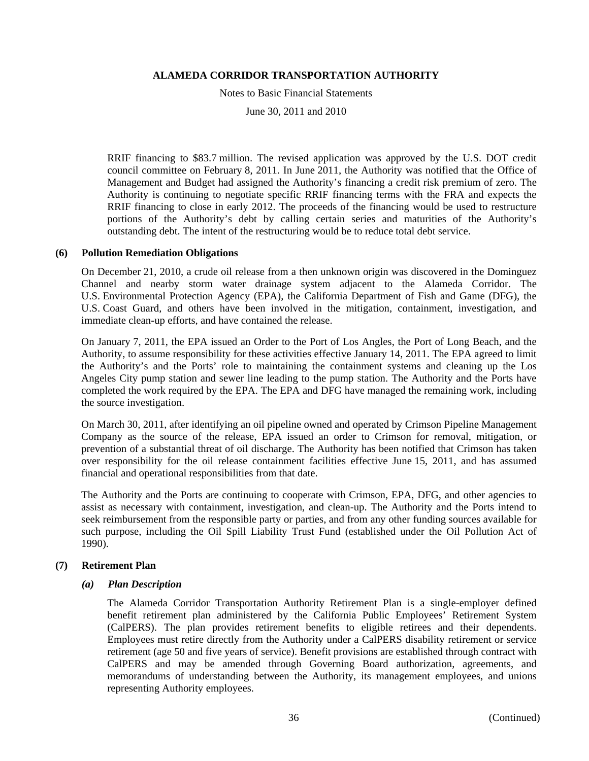RRIF financing to \$83.7 million. The revised application was approved by the U.S. DOT credit council committee on February 8, 2011. In June 2011, the Authority was notified that the Office of Management and Budget had assigned the Authority's financing a credit risk premium of zero. The Authority is continuing to negotiate specific RRIF financing terms with the FRA and expects the RRIF financing to close in early 2012. The proceeds of the financing would be used to restructure portions of the Authority's debt by calling certain series and maturities of the Authority's outstanding debt. The intent of the restructuring would be to reduce total debt service.

## (6) Pollution Remediation Obligations

On December 21, 2010, a crude oil release from a then unknown origin was discovered in the Dominguez Channel and nearby storm water drainage system adjacent to the Alameda Corridor. The U.S. Environmental Protection Agency (EPA), the California Department of Fish and Game (DFG), the U.S. Coast Guard, and others have been involved in the mitigation, containment, investigation, and immediate clean-up efforts, and have contained the release.

On January 7, 2011, the EPA issued an Order to the Port of Los Angles, the Port of Long Beach, and the Authority, to assume responsibility for these activities effective January 14, 2011. The EPA agreed to limit the Authority's and the Ports' role to maintaining the containment systems and cleaning up the Los Angeles City pump station and sewer line leading to the pump station. The Authority and the Ports have completed the work required by the EPA. The EPA and DFG have managed the remaining work, including the source investigation.

On March 30, 2011, after identifying an oil pipeline owned and operated by Crimson Pipeline Management Company as the source of the release, EPA issued an order to Crimson for removal, mitigation, or prevention of a substantial threat of oil discharge. The Authority has been notified that Crimson has taken over responsibility for the oil release containment facilities effective June 15, 2011, and has assumed financial and operational responsibilities from that date.

The Authority and the Ports are continuing to cooperate with Crimson, EPA, DFG, and other agencies to assist as necessary with containment, investigation, and clean-up. The Authority and the Ports intend to seek reimbursement from the responsible party or parties, and from any other funding sources available for such purpose, including the Oil Spill Liability Trust Fund (established under the Oil Pollution Act of 1990).

## (7) Retirement Plan

### *(a) Plan Description*

The Alameda Corridor Transportation Authority Retirement Plan is a single-employer defined benefit retirement plan administered by the California Public Employees' Retirement System (CalPERS). The plan provides retirement benefits to eligible retirees and their dependents. Employees must retire directly from the Authority under a CalPERS disability retirement or service retirement (age 50 and five years of service). Benefit provisions are established through contract with CalPERS and may be amended through Governing Board authorization, agreements, and memorandums of understanding between the Authority, its management employees, and unions representing Authority employees.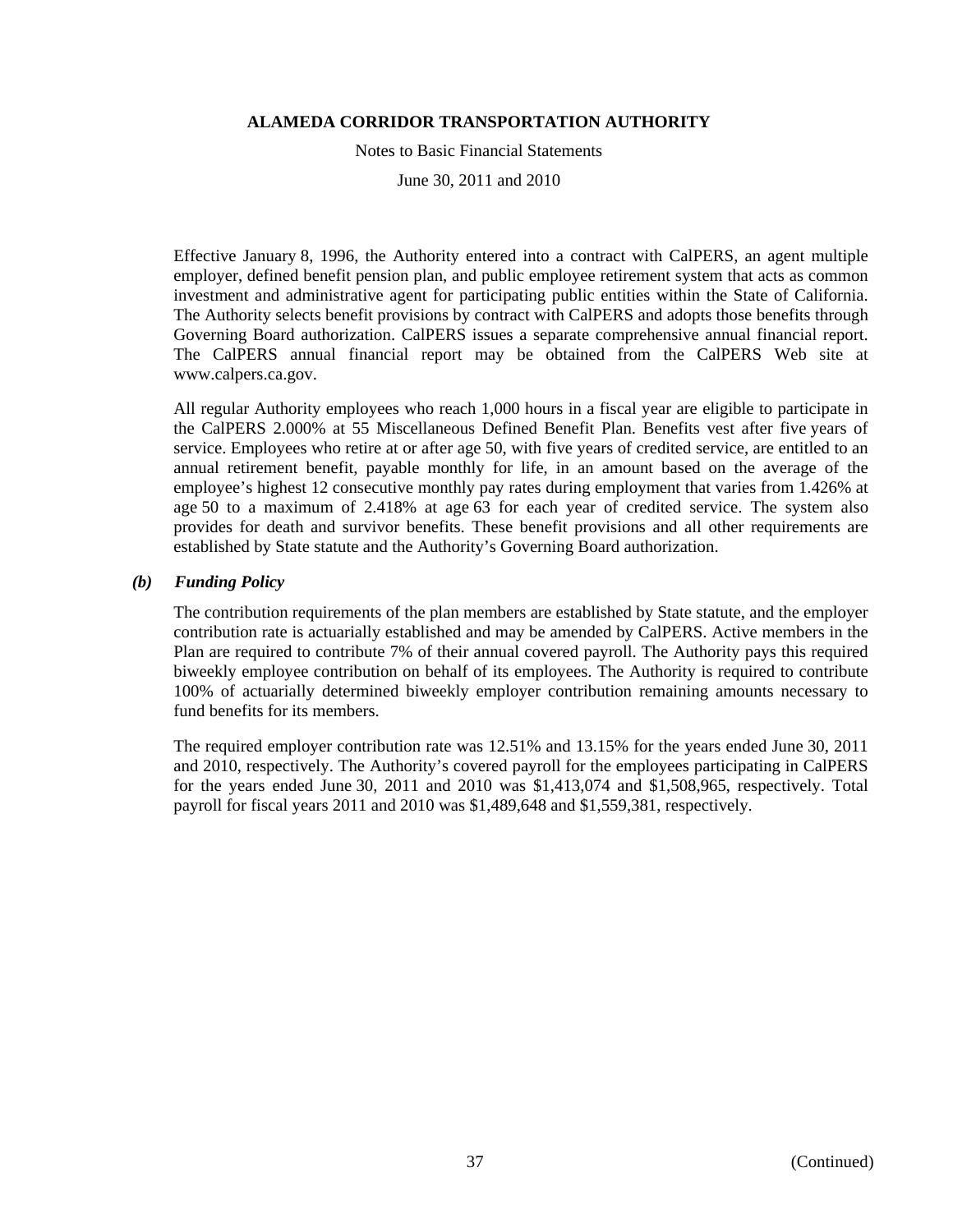Effective January 8, 1996, the Authority entered into a contract with CalPERS, an agent multiple employer, defined benefit pension plan, and public employee retirement system that acts as common investment and administrative agent for participating public entities within the State of California. The Authority selects benefit provisions by contract with CalPERS and adopts those benefits through Governing Board authorization. CalPERS issues a separate comprehensive annual financial report. The CalPERS annual financial report may be obtained from the CalPERS Web site at www.calpers.ca.gov.

All regular Authority employees who reach 1,000 hours in a fiscal year are eligible to participate in the CalPERS 2.000% at 55 Miscellaneous Defined Benefit Plan. Benefits vest after five years of service. Employees who retire at or after age 50, with five years of credited service, are entitled to an annual retirement benefit, payable monthly for life, in an amount based on the average of the employee's highest 12 consecutive monthly pay rates during employment that varies from 1.426% at age 50 to a maximum of 2.418% at age 63 for each year of credited service. The system also provides for death and survivor benefits. These benefit provisions and all other requirements are established by State statute and the Authority's Governing Board authorization.

### *(b) Funding Policy*

The contribution requirements of the plan members are established by State statute, and the employer contribution rate is actuarially established and may be amended by CalPERS. Active members in the Plan are required to contribute 7% of their annual covered payroll. The Authority pays this required biweekly employee contribution on behalf of its employees. The Authority is required to contribute 100% of actuarially determined biweekly employer contribution remaining amounts necessary to fund benefits for its members.

The required employer contribution rate was 12.51% and 13.15% for the years ended June 30, 2011 and 2010, respectively. The Authority's covered payroll for the employees participating in CalPERS for the years ended June 30, 2011 and 2010 was $1,413,074 and $1,508,965, respectively. Total payroll for fiscal years 2011 and 2010 was $1,489,648 and $1,559,381, respectively.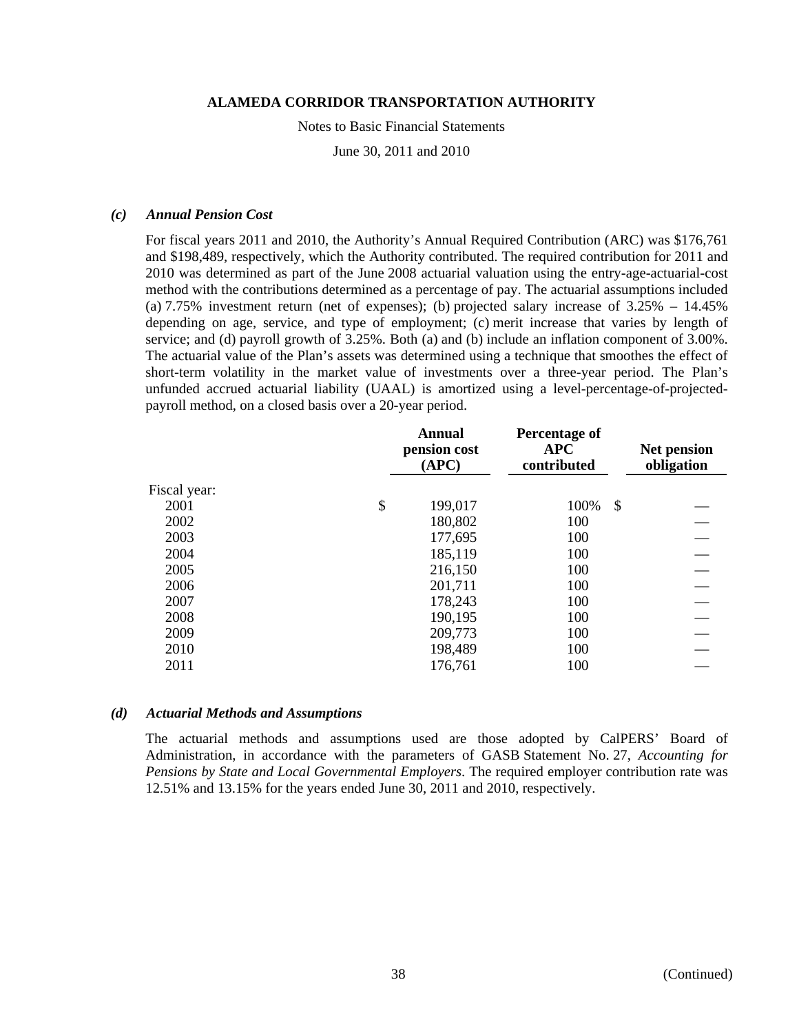**ALAMEDA CORRIDOR TRANSPORTATION AUTHORITY**

Notes to Basic Financial Statements

June 30, 2011 and 2010

### *(c) Annual Pension Cost*

For fiscal years 2011 and 2010, the Authority's Annual Required Contribution (ARC) was $176,761 and $198,489, respectively, which the Authority contributed. The required contribution for 2011 and 2010 was determined as part of the June 2008 actuarial valuation using the entry-age-actuarial-cost method with the contributions determined as a percentage of pay. The actuarial assumptions included (a) 7.75% investment return (net of expenses); (b) projected salary increase of 3.25% – 14.45% depending on age, service, and type of employment; (c) merit increase that varies by length of service; and (d) payroll growth of 3.25%. Both (a) and (b) include an inflation component of 3.00%. The actuarial value of the Plan's assets was determined using a technique that smoothes the effect of short-term volatility in the market value of investments over a three-year period. The Plan's unfunded accrued actuarial liability (UAAL) is amortized using a level-percentage-of-projected-payroll method, on a closed basis over a 20-year period.

| | Annual pension cost (APC) | Percentage of APC contributed | Net pension obligation |
|---|---|---|---|
| Fiscal year: | | | |
| 2001 | $ 199,017 | 100% | $ — |
| 2002 | 180,802 | 100 | — |
| 2003 | 177,695 | 100 | — |
| 2004 | 185,119 | 100 | — |
| 2005 | 216,150 | 100 | — |
| 2006 | 201,711 | 100 | — |
| 2007 | 178,243 | 100 | — |
| 2008 | 190,195 | 100 | — |
| 2009 | 209,773 | 100 | — |
| 2010 | 198,489 | 100 | — |
| 2011 | 176,761 | 100 | — |

### *(d) Actuarial Methods and Assumptions*

The actuarial methods and assumptions used are those adopted by CalPERS' Board of Administration, in accordance with the parameters of GASB Statement No. 27, *Accounting for Pensions by State and Local Governmental Employers*. The required employer contribution rate was 12.51% and 13.15% for the years ended June 30, 2011 and 2010, respectively.

(Continued)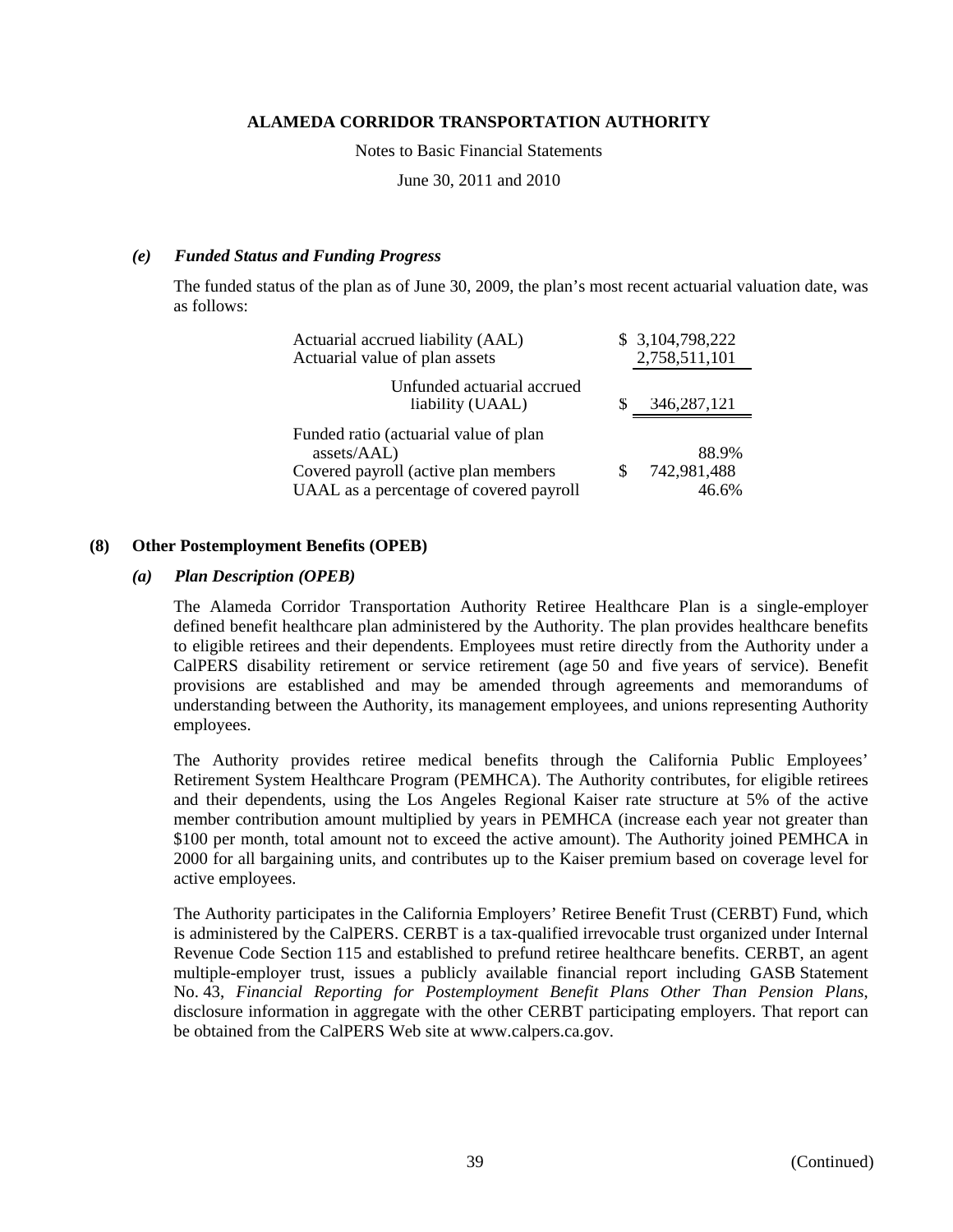### *(e) Funded Status and Funding Progress*

The funded status of the plan as of June 30, 2009, the plan's most recent actuarial valuation date, was as follows:

| | |
|---|---|
| Actuarial accrued liability (AAL) | $ 3,104,798,222 |
| Actuarial value of plan assets | 2,758,511,101 |
| Unfunded actuarial accrued liability (UAAL) | $ 346,287,121 |
| Funded ratio (actuarial value of plan assets/AAL) | 88.9% |
| Covered payroll (active plan members | $ 742,981,488 |
| UAAL as a percentage of covered payroll | 46.6% |

## (8) Other Postemployment Benefits (OPEB)

### *(a) Plan Description (OPEB)*

The Alameda Corridor Transportation Authority Retiree Healthcare Plan is a single-employer defined benefit healthcare plan administered by the Authority. The plan provides healthcare benefits to eligible retirees and their dependents. Employees must retire directly from the Authority under a CalPERS disability retirement or service retirement (age 50 and five years of service). Benefit provisions are established and may be amended through agreements and memorandums of understanding between the Authority, its management employees, and unions representing Authority employees.

The Authority provides retiree medical benefits through the California Public Employees' Retirement System Healthcare Program (PEMHCA). The Authority contributes, for eligible retirees and their dependents, using the Los Angeles Regional Kaiser rate structure at 5% of the active member contribution amount multiplied by years in PEMHCA (increase each year not greater than $100 per month, total amount not to exceed the active amount). The Authority joined PEMHCA in 2000 for all bargaining units, and contributes up to the Kaiser premium based on coverage level for active employees.

The Authority participates in the California Employers' Retiree Benefit Trust (CERBT) Fund, which is administered by the CalPERS. CERBT is a tax-qualified irrevocable trust organized under Internal Revenue Code Section 115 and established to prefund retiree healthcare benefits. CERBT, an agent multiple-employer trust, issues a publicly available financial report including GASB Statement No. 43, *Financial Reporting for Postemployment Benefit Plans Other Than Pension Plans*, disclosure information in aggregate with the other CERBT participating employers. That report can be obtained from the CalPERS Web site at www.calpers.ca.gov.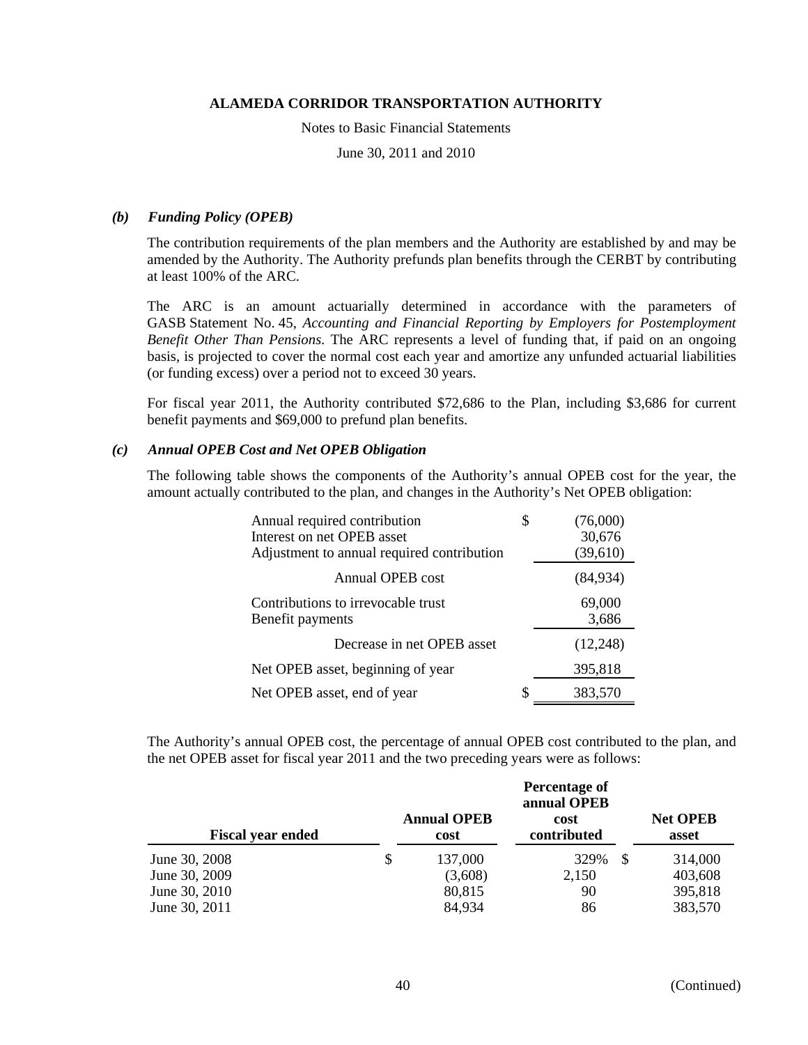**ALAMEDA CORRIDOR TRANSPORTATION AUTHORITY**

Notes to Basic Financial Statements

June 30, 2011 and 2010

### *(b) Funding Policy (OPEB)*

The contribution requirements of the plan members and the Authority are established by and may be amended by the Authority. The Authority prefunds plan benefits through the CERBT by contributing at least 100% of the ARC.

The ARC is an amount actuarially determined in accordance with the parameters of GASB Statement No. 45, *Accounting and Financial Reporting by Employers for Postemployment Benefit Other Than Pensions*. The ARC represents a level of funding that, if paid on an ongoing basis, is projected to cover the normal cost each year and amortize any unfunded actuarial liabilities (or funding excess) over a period not to exceed 30 years.

For fiscal year 2011, the Authority contributed $72,686 to the Plan, including $3,686 for current benefit payments and $69,000 to prefund plan benefits.

### *(c) Annual OPEB Cost and Net OPEB Obligation*

The following table shows the components of the Authority's annual OPEB cost for the year, the amount actually contributed to the plan, and changes in the Authority's Net OPEB obligation:

| | | |
|---|---|---|
| Annual required contribution | $ | (76,000) |
| Interest on net OPEB asset | | 30,676 |
| Adjustment to annual required contribution | | (39,610) |
| Annual OPEB cost | | (84,934) |
| Contributions to irrevocable trust | | 69,000 |
| Benefit payments | | 3,686 |
| Decrease in net OPEB asset | | (12,248) |
| Net OPEB asset, beginning of year | | 395,818 |
| Net OPEB asset, end of year | $ | 383,570 |

The Authority's annual OPEB cost, the percentage of annual OPEB cost contributed to the plan, and the net OPEB asset for fiscal year 2011 and the two preceding years were as follows:

| Fiscal year ended | | Annual OPEB cost | Percentage of annual OPEB cost contributed | | Net OPEB asset |
|---|---|---|---|---|---|
| June 30, 2008 | $ | 137,000 | 329% | $ | 314,000 |
| June 30, 2009 | | (3,608) | 2,150 | | 403,608 |
| June 30, 2010 | | 80,815 | 90 | | 395,818 |
| June 30, 2011 | | 84,934 | 86 | | 383,570 |

(Continued)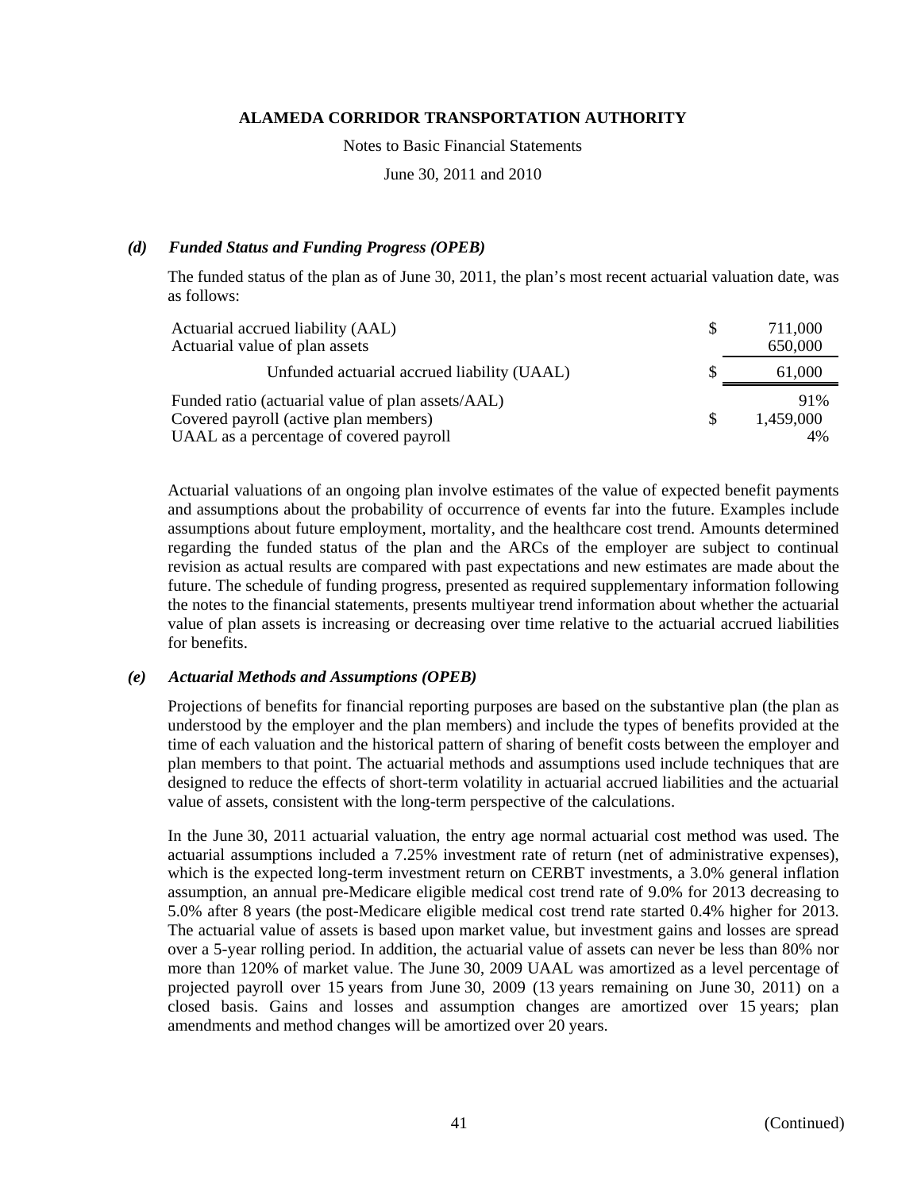# ALAMEDA CORRIDOR TRANSPORTATION AUTHORITY

Notes to Basic Financial Statements

June 30, 2011 and 2010

### *(d) Funded Status and Funding Progress (OPEB)*

The funded status of the plan as of June 30, 2011, the plan's most recent actuarial valuation date, was as follows:

| | | |
|---|---|---|
| Actuarial accrued liability (AAL) | $ | 711,000 |
| Actuarial value of plan assets | | 650,000 |
| Unfunded actuarial accrued liability (UAAL) | $ | 61,000 |
| Funded ratio (actuarial value of plan assets/AAL) | | 91% |
| Covered payroll (active plan members) | $ | 1,459,000 |
| UAAL as a percentage of covered payroll | | 4% |

Actuarial valuations of an ongoing plan involve estimates of the value of expected benefit payments and assumptions about the probability of occurrence of events far into the future. Examples include assumptions about future employment, mortality, and the healthcare cost trend. Amounts determined regarding the funded status of the plan and the ARCs of the employer are subject to continual revision as actual results are compared with past expectations and new estimates are made about the future. The schedule of funding progress, presented as required supplementary information following the notes to the financial statements, presents multiyear trend information about whether the actuarial value of plan assets is increasing or decreasing over time relative to the actuarial accrued liabilities for benefits.

### *(e) Actuarial Methods and Assumptions (OPEB)*

Projections of benefits for financial reporting purposes are based on the substantive plan (the plan as understood by the employer and the plan members) and include the types of benefits provided at the time of each valuation and the historical pattern of sharing of benefit costs between the employer and plan members to that point. The actuarial methods and assumptions used include techniques that are designed to reduce the effects of short-term volatility in actuarial accrued liabilities and the actuarial value of assets, consistent with the long-term perspective of the calculations.

In the June 30, 2011 actuarial valuation, the entry age normal actuarial cost method was used. The actuarial assumptions included a 7.25% investment rate of return (net of administrative expenses), which is the expected long-term investment return on CERBT investments, a 3.0% general inflation assumption, an annual pre-Medicare eligible medical cost trend rate of 9.0% for 2013 decreasing to 5.0% after 8 years (the post-Medicare eligible medical cost trend rate started 0.4% higher for 2013. The actuarial value of assets is based upon market value, but investment gains and losses are spread over a 5-year rolling period. In addition, the actuarial value of assets can never be less than 80% nor more than 120% of market value. The June 30, 2009 UAAL was amortized as a level percentage of projected payroll over 15 years from June 30, 2009 (13 years remaining on June 30, 2011) on a closed basis. Gains and losses and assumption changes are amortized over 15 years; plan amendments and method changes will be amortized over 20 years.

(Continued)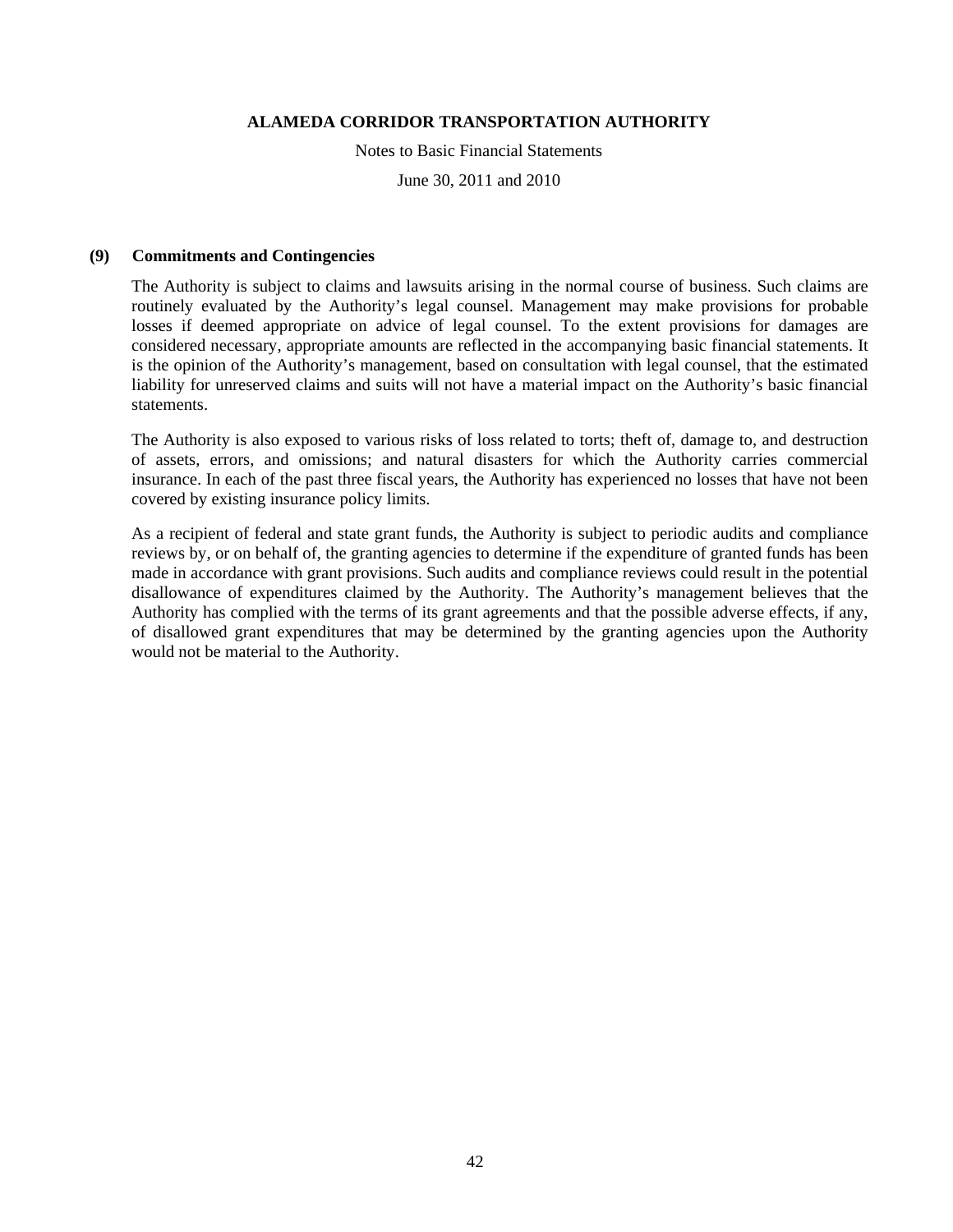### (9) Commitments and Contingencies

The Authority is subject to claims and lawsuits arising in the normal course of business. Such claims are routinely evaluated by the Authority's legal counsel. Management may make provisions for probable losses if deemed appropriate on advice of legal counsel. To the extent provisions for damages are considered necessary, appropriate amounts are reflected in the accompanying basic financial statements. It is the opinion of the Authority's management, based on consultation with legal counsel, that the estimated liability for unreserved claims and suits will not have a material impact on the Authority's basic financial statements.

The Authority is also exposed to various risks of loss related to torts; theft of, damage to, and destruction of assets, errors, and omissions; and natural disasters for which the Authority carries commercial insurance. In each of the past three fiscal years, the Authority has experienced no losses that have not been covered by existing insurance policy limits.

As a recipient of federal and state grant funds, the Authority is subject to periodic audits and compliance reviews by, or on behalf of, the granting agencies to determine if the expenditure of granted funds has been made in accordance with grant provisions. Such audits and compliance reviews could result in the potential disallowance of expenditures claimed by the Authority. The Authority's management believes that the Authority has complied with the terms of its grant agreements and that the possible adverse effects, if any, of disallowed grant expenditures that may be determined by the granting agencies upon the Authority would not be material to the Authority.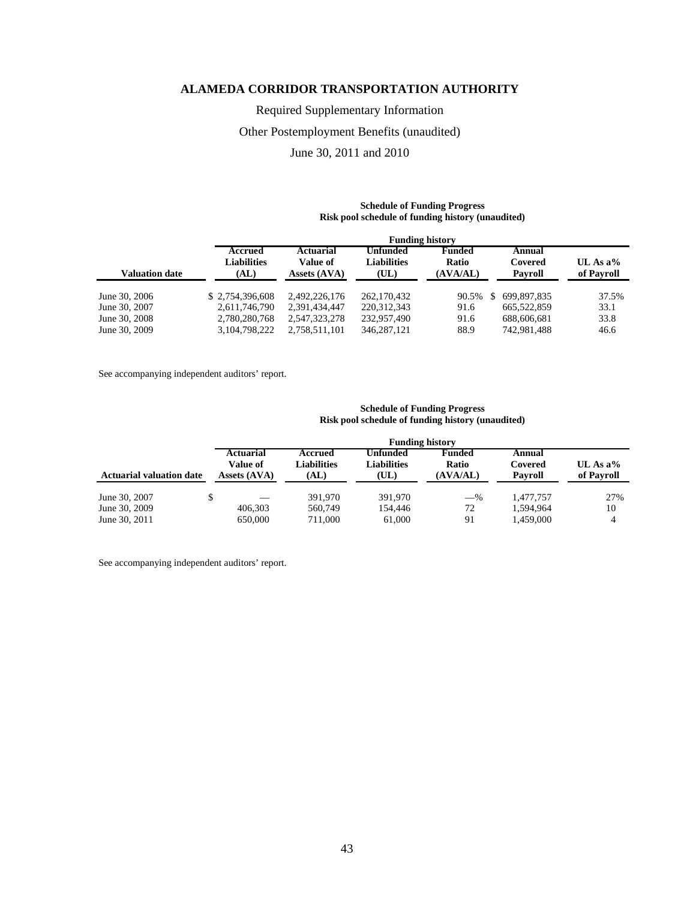# ALAMEDA CORRIDOR TRANSPORTATION AUTHORITY

Required Supplementary Information

Other Postemployment Benefits (unaudited)

June 30, 2011 and 2010

**Schedule of Funding Progress**
**Risk pool schedule of funding history (unaudited)**

| | Funding history | | | | | |
|---|---|---|---|---|---|---|
| **Valuation date** | **Accrued Liabilities (AL)** | **Actuarial Value of Assets (AVA)** | **Unfunded Liabilities (UL)** | **Funded Ratio (AVA/AL)** | **Annual Covered Payroll** | **UL As a% of Payroll** |
| June 30, 2006 | $ 2,754,396,608 | 2,492,226,176 | 262,170,432 | 90.5% | $ 699,897,835 | 37.5% |
| June 30, 2007 | 2,611,746,790 | 2,391,434,447 | 220,312,343 | 91.6 | 665,522,859 | 33.1 |
| June 30, 2008 | 2,780,280,768 | 2,547,323,278 | 232,957,490 | 91.6 | 688,606,681 | 33.8 |
| June 30, 2009 | 3,104,798,222 | 2,758,511,101 | 346,287,121 | 88.9 | 742,981,488 | 46.6 |

See accompanying independent auditors' report.

**Schedule of Funding Progress**
**Risk pool schedule of funding history (unaudited)**

| | Funding history | | | | | |
|---|---|---|---|---|---|---|
| **Actuarial valuation date** | **Actuarial Value of Assets (AVA)** | **Accrued Liabilities (AL)** | **Unfunded Liabilities (UL)** | **Funded Ratio (AVA/AL)** | **Annual Covered Payroll** | **UL As a% of Payroll** |
| June 30, 2007 | $ — | 391,970 | 391,970 | —% | 1,477,757 | 27% |
| June 30, 2009 | 406,303 | 560,749 | 154,446 | 72 | 1,594,964 | 10 |
| June 30, 2011 | 650,000 | 711,000 | 61,000 | 91 | 1,459,000 | 4 |

See accompanying independent auditors' report.